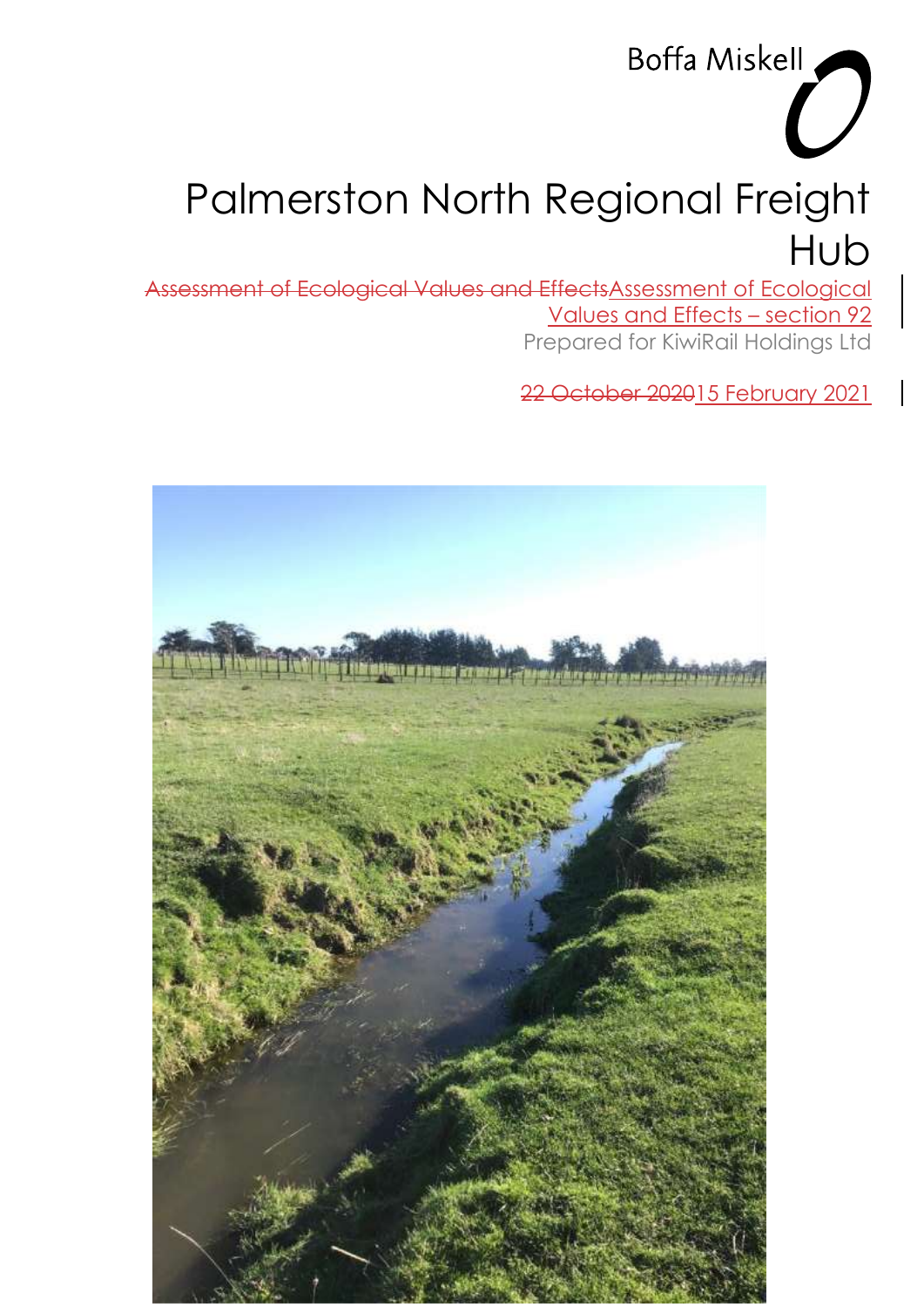Boffa Miskell

# Palmerston North Regional Freight Hub

~~Assessment of Ecological Values and Effects~~Assessment of Ecological Values and Effects – section 92

Prepared for KiwiRail Holdings Ltd

~~22 October 2020~~15 February 2021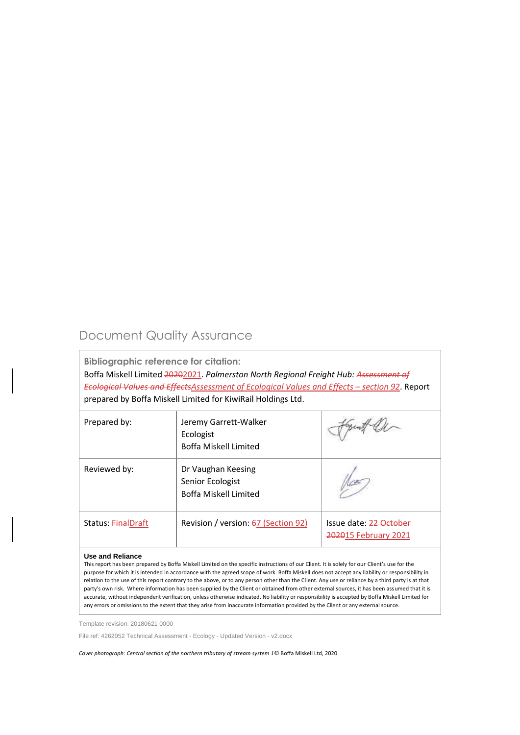# Document Quality Assurance

| **Bibliographic reference for citation:** Boffa Miskell Limited ~~2020~~2021. *Palmerston North Regional Freight Hub: ~~Assessment of Ecological Values and Effects~~Assessment of Ecological Values and Effects – section 92*. Report prepared by Boffa Miskell Limited for KiwiRail Holdings Ltd. | | |
| --- | --- | --- |
| Prepared by: | Jeremy Garrett-Walker<br>Ecologist<br>Boffa Miskell Limited | |
| Reviewed by: | Dr Vaughan Keesing<br>Senior Ecologist<br>Boffa Miskell Limited | |
| Status: ~~Final~~Draft | Revision / version: ~~6~~7 (Section 92) | Issue date: ~~22 October 2020~~15 February 2021 |

**Use and Reliance**

This report has been prepared by Boffa Miskell Limited on the specific instructions of our Client. It is solely for our Client's use for the purpose for which it is intended in accordance with the agreed scope of work. Boffa Miskell does not accept any liability or responsibility in relation to the use of this report contrary to the above, or to any person other than the Client. Any use or reliance by a third party is at that party's own risk. Where information has been supplied by the Client or obtained from other external sources, it has been assumed that it is accurate, without independent verification, unless otherwise indicated. No liability or responsibility is accepted by Boffa Miskell Limited for any errors or omissions to the extent that they arise from inaccurate information provided by the Client or any external source.

Template revision: 20180621 0000

File ref: 4262052 Technical Assessment - Ecology - Updated Version - v2.docx

*Cover photograph: Central section of the northern tributary of stream system 1* © Boffa Miskell Ltd, 2020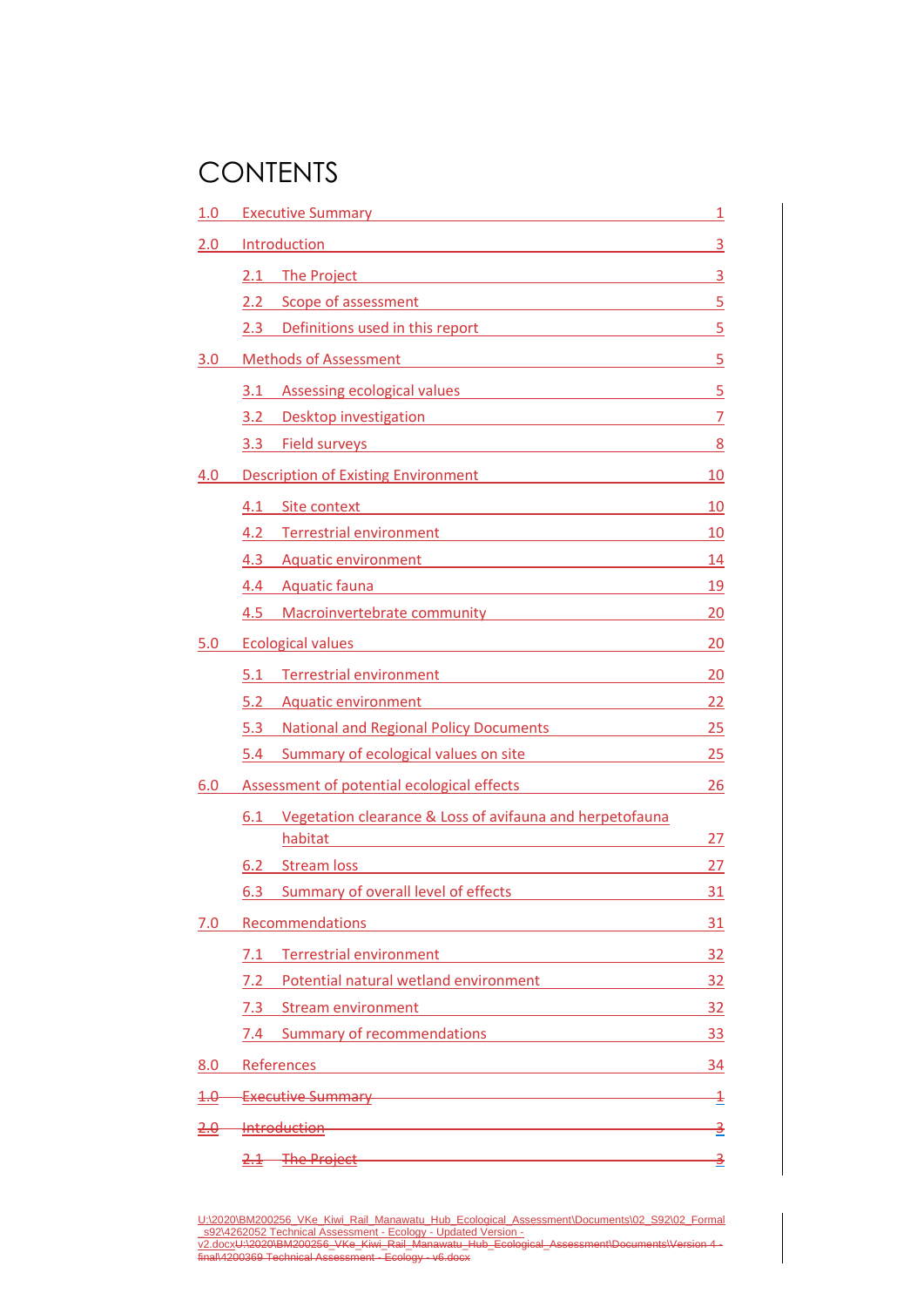# CONTENTS

1.0 Executive Summary 1

2.0 Introduction 3

- 2.1 The Project 3
- 2.2 Scope of assessment 5
- 2.3 Definitions used in this report 5

3.0 Methods of Assessment 5

- 3.1 Assessing ecological values 5
- 3.2 Desktop investigation 7
- 3.3 Field surveys 8

4.0 Description of Existing Environment 10

- 4.1 Site context 10
- 4.2 Terrestrial environment 10
- 4.3 Aquatic environment 14
- 4.4 Aquatic fauna 19
- 4.5 Macroinvertebrate community 20

5.0 Ecological values 20

- 5.1 Terrestrial environment 20
- 5.2 Aquatic environment 22
- 5.3 National and Regional Policy Documents 25
- 5.4 Summary of ecological values on site 25

6.0 Assessment of potential ecological effects 26

- 6.1 Vegetation clearance & Loss of avifauna and herpetofauna habitat 27
- 6.2 Stream loss 27
- 6.3 Summary of overall level of effects 31

7.0 Recommendations 31

- 7.1 Terrestrial environment 32
- 7.2 Potential natural wetland environment 32
- 7.3 Stream environment 32
- 7.4 Summary of recommendations 33

8.0 References 34

~~1.0 Executive Summary 1~~

~~2.0 Introduction 3~~

- ~~2.1 The Project 3~~

U:\2020\BM200256_VKe_Kiwi_Rail_Manawatu_Hub_Ecological_Assessment\Documents\02_S92\02_Formal_s92\4262052 Technical Assessment - Ecology - Updated Version - v2.docx~~U:\2020\BM200256_VKe_Kiwi_Rail_Manawatu_Hub_Ecological_Assessment\Documents\Version 4 - final\4200369 Technical Assessment - Ecology - v6.docx~~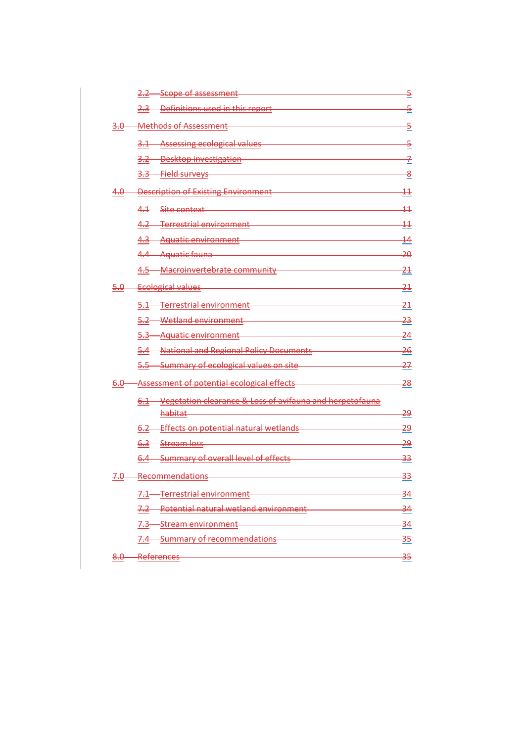- 2.2 Scope of assessment 5
- 2.3 Definitions used in this report 5
- 3.0 Methods of Assessment 5
  - 3.1 Assessing ecological values 5
  - 3.2 Desktop investigation 7
  - 3.3 Field surveys 8
- 4.0 Description of Existing Environment 11
  - 4.1 Site context 11
  - 4.2 Terrestrial environment 11
  - 4.3 Aquatic environment 14
  - 4.4 Aquatic fauna 20
  - 4.5 Macroinvertebrate community 21
- 5.0 Ecological values 21
  - 5.1 Terrestrial environment 21
  - 5.2 Wetland environment 23
  - 5.3 Aquatic environment 24
  - 5.4 National and Regional Policy Documents 26
  - 5.5 Summary of ecological values on site 27
- 6.0 Assessment of potential ecological effects 28
  - 6.1 Vegetation clearance & Loss of avifauna and herpetofauna habitat 29
  - 6.2 Effects on potential natural wetlands 29
  - 6.3 Stream loss 29
  - 6.4 Summary of overall level of effects 33
- 7.0 Recommendations 33
  - 7.1 Terrestrial environment 34
  - 7.2 Potential natural wetland environment 34
  - 7.3 Stream environment 34
  - 7.4 Summary of recommendations 35
- 8.0 References 35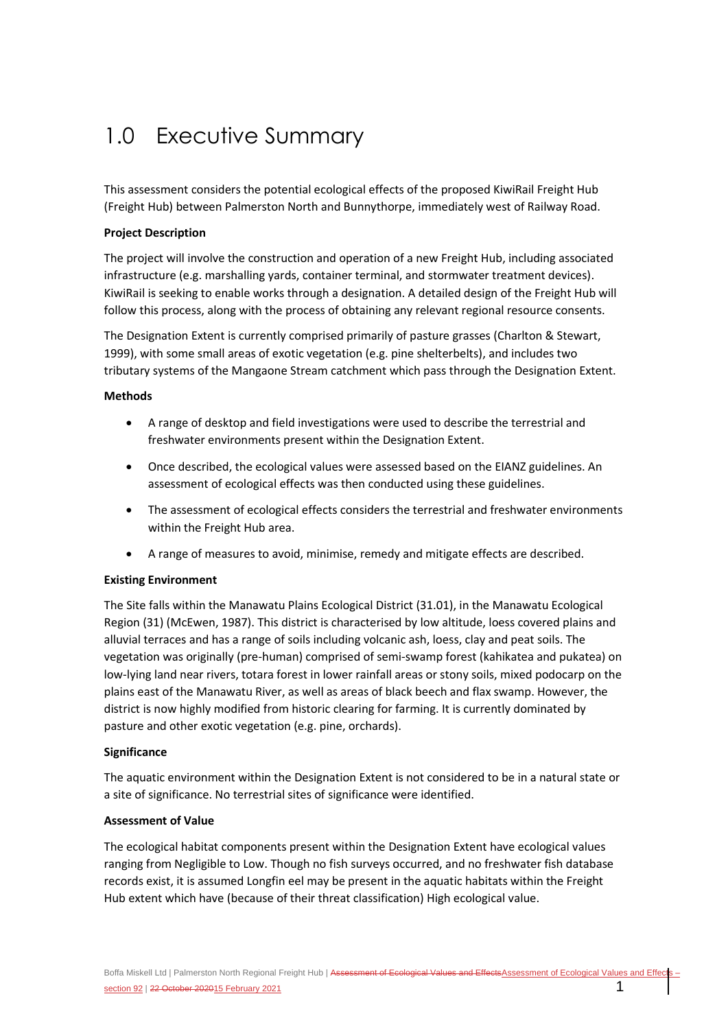# 1.0 Executive Summary

This assessment considers the potential ecological effects of the proposed KiwiRail Freight Hub (Freight Hub) between Palmerston North and Bunnythorpe, immediately west of Railway Road.

**Project Description**

The project will involve the construction and operation of a new Freight Hub, including associated infrastructure (e.g. marshalling yards, container terminal, and stormwater treatment devices). KiwiRail is seeking to enable works through a designation. A detailed design of the Freight Hub will follow this process, along with the process of obtaining any relevant regional resource consents.

The Designation Extent is currently comprised primarily of pasture grasses (Charlton & Stewart, 1999), with some small areas of exotic vegetation (e.g. pine shelterbelts), and includes two tributary systems of the Mangaone Stream catchment which pass through the Designation Extent.

**Methods**

- A range of desktop and field investigations were used to describe the terrestrial and freshwater environments present within the Designation Extent.
- Once described, the ecological values were assessed based on the EIANZ guidelines. An assessment of ecological effects was then conducted using these guidelines.
- The assessment of ecological effects considers the terrestrial and freshwater environments within the Freight Hub area.
- A range of measures to avoid, minimise, remedy and mitigate effects are described.

**Existing Environment**

The Site falls within the Manawatu Plains Ecological District (31.01), in the Manawatu Ecological Region (31) (McEwen, 1987). This district is characterised by low altitude, loess covered plains and alluvial terraces and has a range of soils including volcanic ash, loess, clay and peat soils. The vegetation was originally (pre-human) comprised of semi-swamp forest (kahikatea and pukatea) on low-lying land near rivers, totara forest in lower rainfall areas or stony soils, mixed podocarp on the plains east of the Manawatu River, as well as areas of black beech and flax swamp. However, the district is now highly modified from historic clearing for farming. It is currently dominated by pasture and other exotic vegetation (e.g. pine, orchards).

**Significance**

The aquatic environment within the Designation Extent is not considered to be in a natural state or a site of significance. No terrestrial sites of significance were identified.

**Assessment of Value**

The ecological habitat components present within the Designation Extent have ecological values ranging from Negligible to Low. Though no fish surveys occurred, and no freshwater fish database records exist, it is assumed Longfin eel may be present in the aquatic habitats within the Freight Hub extent which have (because of their threat classification) High ecological value.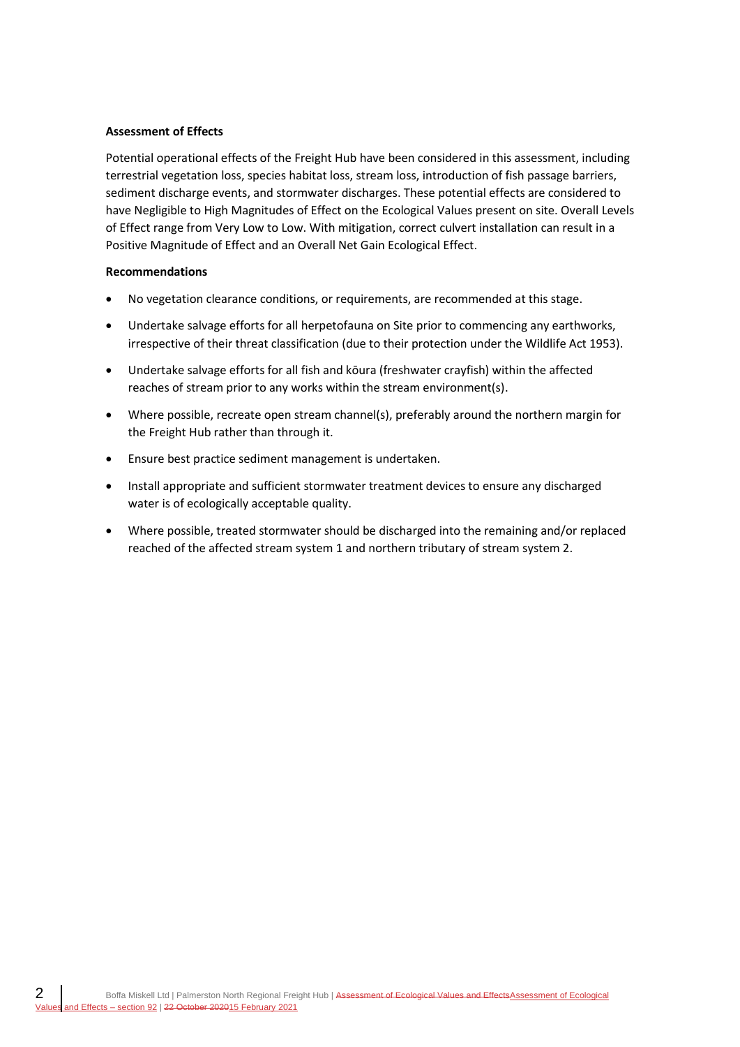**Assessment of Effects**

Potential operational effects of the Freight Hub have been considered in this assessment, including terrestrial vegetation loss, species habitat loss, stream loss, introduction of fish passage barriers, sediment discharge events, and stormwater discharges. These potential effects are considered to have Negligible to High Magnitudes of Effect on the Ecological Values present on site. Overall Levels of Effect range from Very Low to Low. With mitigation, correct culvert installation can result in a Positive Magnitude of Effect and an Overall Net Gain Ecological Effect.

**Recommendations**

- No vegetation clearance conditions, or requirements, are recommended at this stage.
- Undertake salvage efforts for all herpetofauna on Site prior to commencing any earthworks, irrespective of their threat classification (due to their protection under the Wildlife Act 1953).
- Undertake salvage efforts for all fish and kōura (freshwater crayfish) within the affected reaches of stream prior to any works within the stream environment(s).
- Where possible, recreate open stream channel(s), preferably around the northern margin for the Freight Hub rather than through it.
- Ensure best practice sediment management is undertaken.
- Install appropriate and sufficient stormwater treatment devices to ensure any discharged water is of ecologically acceptable quality.
- Where possible, treated stormwater should be discharged into the remaining and/or replaced reached of the affected stream system 1 and northern tributary of stream system 2.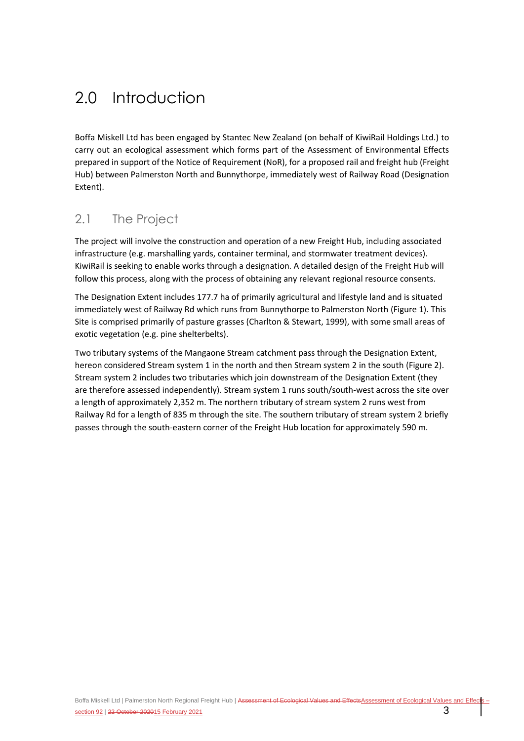# 2.0 Introduction

Boffa Miskell Ltd has been engaged by Stantec New Zealand (on behalf of KiwiRail Holdings Ltd.) to carry out an ecological assessment which forms part of the Assessment of Environmental Effects prepared in support of the Notice of Requirement (NoR), for a proposed rail and freight hub (Freight Hub) between Palmerston North and Bunnythorpe, immediately west of Railway Road (Designation Extent).

## 2.1 The Project

The project will involve the construction and operation of a new Freight Hub, including associated infrastructure (e.g. marshalling yards, container terminal, and stormwater treatment devices). KiwiRail is seeking to enable works through a designation. A detailed design of the Freight Hub will follow this process, along with the process of obtaining any relevant regional resource consents.

The Designation Extent includes 177.7 ha of primarily agricultural and lifestyle land and is situated immediately west of Railway Rd which runs from Bunnythorpe to Palmerston North (Figure 1). This Site is comprised primarily of pasture grasses (Charlton & Stewart, 1999), with some small areas of exotic vegetation (e.g. pine shelterbelts).

Two tributary systems of the Mangaone Stream catchment pass through the Designation Extent, hereon considered Stream system 1 in the north and then Stream system 2 in the south (Figure 2). Stream system 2 includes two tributaries which join downstream of the Designation Extent (they are therefore assessed independently). Stream system 1 runs south/south-west across the site over a length of approximately 2,352 m. The northern tributary of stream system 2 runs west from Railway Rd for a length of 835 m through the site. The southern tributary of stream system 2 briefly passes through the south-eastern corner of the Freight Hub location for approximately 590 m.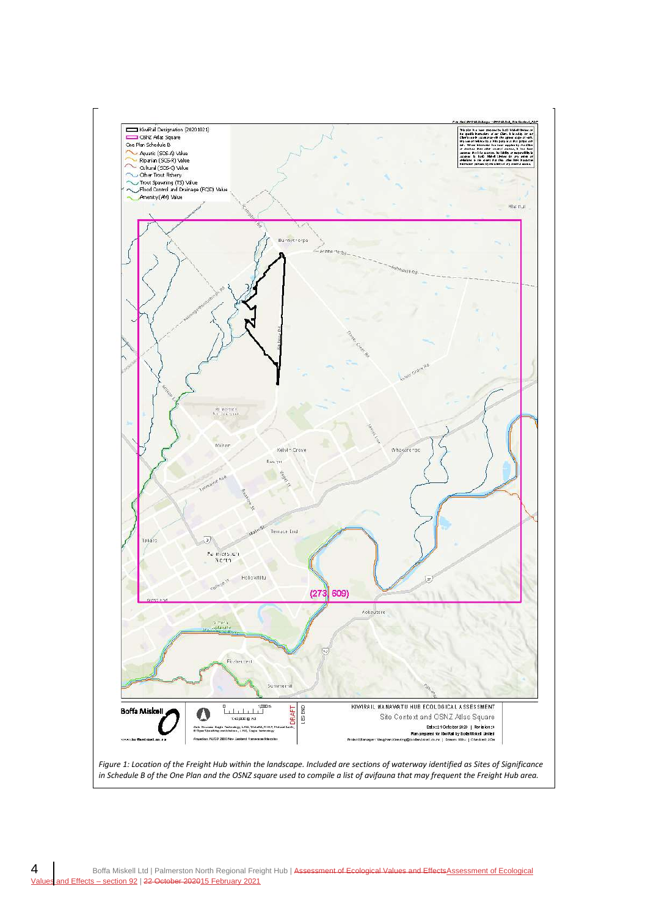*Figure 1: Location of the Freight Hub within the landscape. Included are sections of waterway identified as Sites of Significance in Schedule B of the One Plan and the OSNZ square used to compile a list of avifauna that may frequent the Freight Hub area.*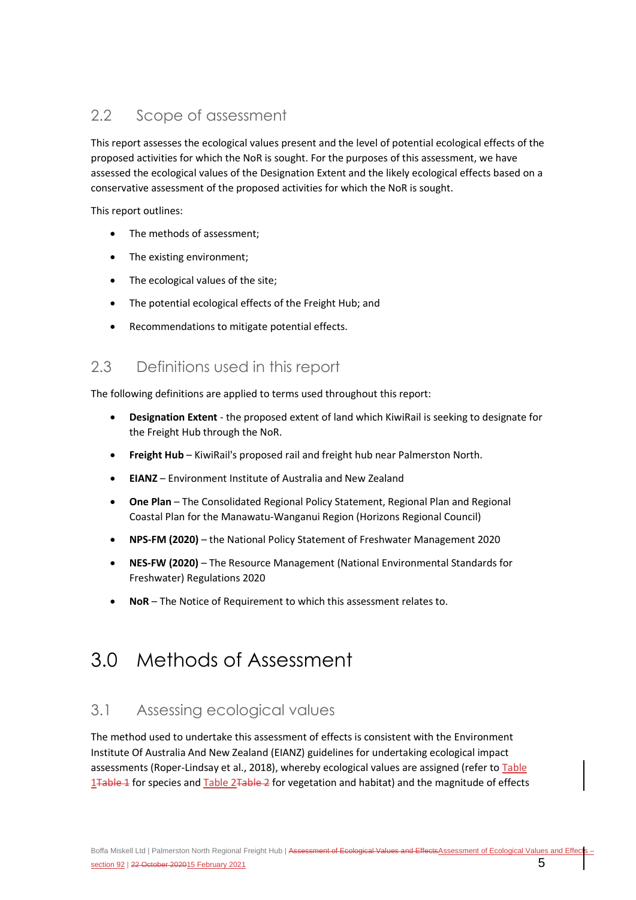## 2.2 Scope of assessment

This report assesses the ecological values present and the level of potential ecological effects of the proposed activities for which the NoR is sought. For the purposes of this assessment, we have assessed the ecological values of the Designation Extent and the likely ecological effects based on a conservative assessment of the proposed activities for which the NoR is sought.

This report outlines:

- The methods of assessment;
- The existing environment;
- The ecological values of the site;
- The potential ecological effects of the Freight Hub; and
- Recommendations to mitigate potential effects.

## 2.3 Definitions used in this report

The following definitions are applied to terms used throughout this report:

- **Designation Extent** - the proposed extent of land which KiwiRail is seeking to designate for the Freight Hub through the NoR.
- **Freight Hub** – KiwiRail's proposed rail and freight hub near Palmerston North.
- **EIANZ** – Environment Institute of Australia and New Zealand
- **One Plan** – The Consolidated Regional Policy Statement, Regional Plan and Regional Coastal Plan for the Manawatu-Wanganui Region (Horizons Regional Council)
- **NPS-FM (2020)** – the National Policy Statement of Freshwater Management 2020
- **NES-FW (2020)** – The Resource Management (National Environmental Standards for Freshwater) Regulations 2020
- **NoR** – The Notice of Requirement to which this assessment relates to.

# 3.0 Methods of Assessment

## 3.1 Assessing ecological values

The method used to undertake this assessment of effects is consistent with the Environment Institute Of Australia And New Zealand (EIANZ) guidelines for undertaking ecological impact assessments (Roper-Lindsay et al., 2018), whereby ecological values are assigned (refer to Table 1~~Table 1~~ for species and Table 2~~Table 2~~ for vegetation and habitat) and the magnitude of effects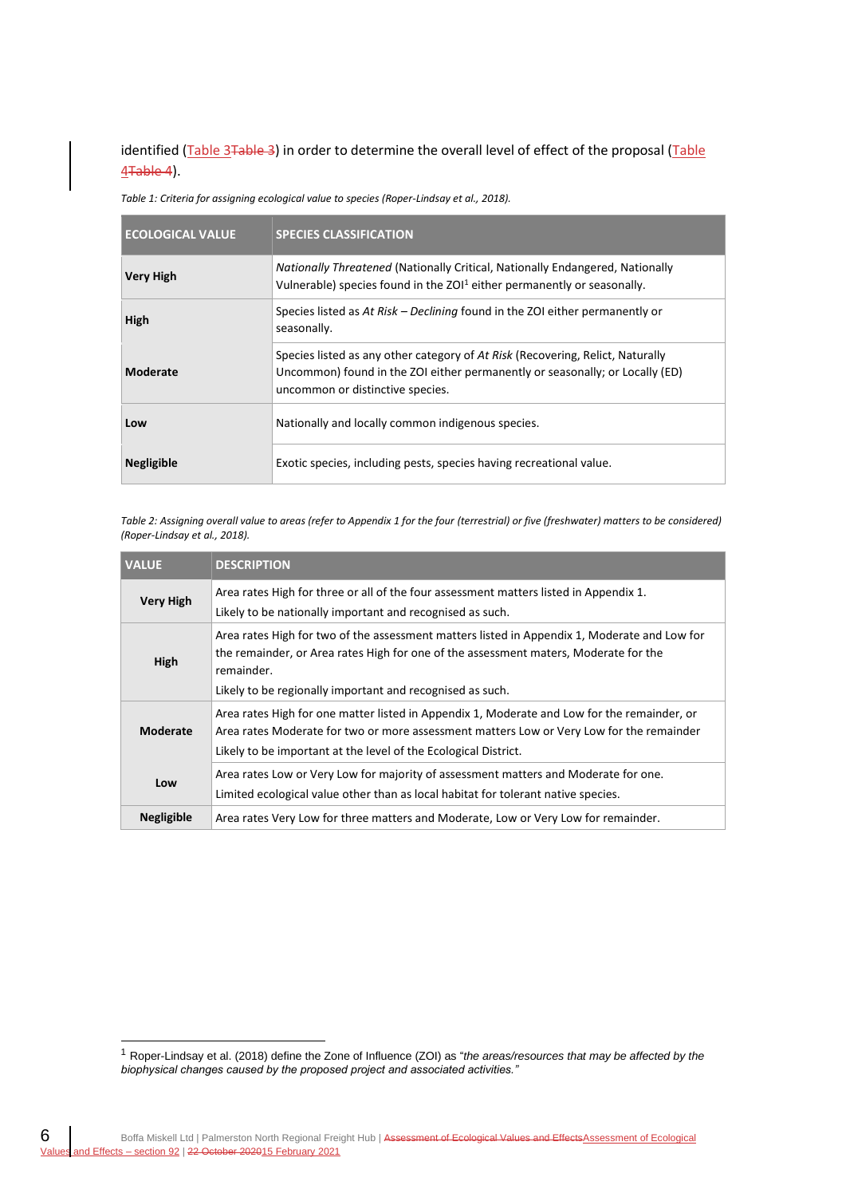identified (Table 3Table 3) in order to determine the overall level of effect of the proposal (Table 4Table 4).

*Table 1: Criteria for assigning ecological value to species (Roper-Lindsay et al., 2018).*

| ECOLOGICAL VALUE | SPECIES CLASSIFICATION |
|---|---|
| **Very High** | *Nationally Threatened* (Nationally Critical, Nationally Endangered, Nationally Vulnerable) species found in the ZOI[1] either permanently or seasonally. |
| **High** | Species listed as *At Risk – Declining* found in the ZOI either permanently or seasonally. |
| **Moderate** | Species listed as any other category of *At Risk* (Recovering, Relict, Naturally Uncommon) found in the ZOI either permanently or seasonally; or Locally (ED) uncommon or distinctive species. |
| **Low** | Nationally and locally common indigenous species. |
| **Negligible** | Exotic species, including pests, species having recreational value. |

*Table 2: Assigning overall value to areas (refer to Appendix 1 for the four (terrestrial) or five (freshwater) matters to be considered) (Roper-Lindsay et al., 2018).*

| VALUE | DESCRIPTION |
|---|---|
| **Very High** | Area rates High for three or all of the four assessment matters listed in Appendix 1. Likely to be nationally important and recognised as such. |
| **High** | Area rates High for two of the assessment matters listed in Appendix 1, Moderate and Low for the remainder, or Area rates High for one of the assessment maters, Moderate for the remainder. Likely to be regionally important and recognised as such. |
| **Moderate** | Area rates High for one matter listed in Appendix 1, Moderate and Low for the remainder, or Area rates Moderate for two or more assessment matters Low or Very Low for the remainder Likely to be important at the level of the Ecological District. |
| **Low** | Area rates Low or Very Low for majority of assessment matters and Moderate for one. Limited ecological value other than as local habitat for tolerant native species. |
| **Negligible** | Area rates Very Low for three matters and Moderate, Low or Very Low for remainder. |

[1] Roper-Lindsay et al. (2018) define the Zone of Influence (ZOI) as "*the areas/resources that may be affected by the biophysical changes caused by the proposed project and associated activities.*"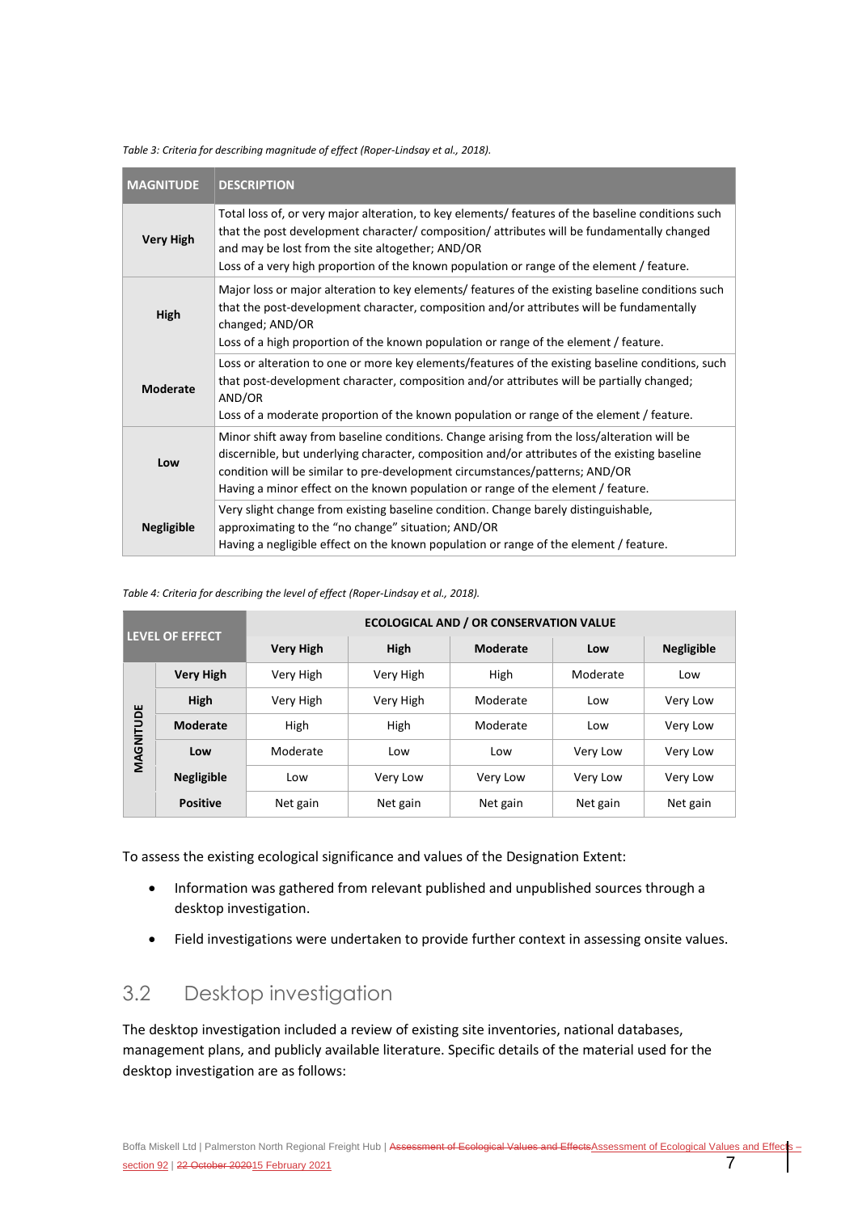*Table 3: Criteria for describing magnitude of effect (Roper-Lindsay et al., 2018).*

| MAGNITUDE | DESCRIPTION |
|---|---|
| **Very High** | Total loss of, or very major alteration, to key elements/ features of the baseline conditions such that the post development character/ composition/ attributes will be fundamentally changed and may be lost from the site altogether; AND/OR<br>Loss of a very high proportion of the known population or range of the element / feature. |
| **High** | Major loss or major alteration to key elements/ features of the existing baseline conditions such that the post-development character, composition and/or attributes will be fundamentally changed; AND/OR<br>Loss of a high proportion of the known population or range of the element / feature. |
| **Moderate** | Loss or alteration to one or more key elements/features of the existing baseline conditions, such that post-development character, composition and/or attributes will be partially changed; AND/OR<br>Loss of a moderate proportion of the known population or range of the element / feature. |
| **Low** | Minor shift away from baseline conditions. Change arising from the loss/alteration will be discernible, but underlying character, composition and/or attributes of the existing baseline condition will be similar to pre-development circumstances/patterns; AND/OR<br>Having a minor effect on the known population or range of the element / feature. |
| **Negligible** | Very slight change from existing baseline condition. Change barely distinguishable, approximating to the "no change" situation; AND/OR<br>Having a negligible effect on the known population or range of the element / feature. |

*Table 4: Criteria for describing the level of effect (Roper-Lindsay et al., 2018).*

| LEVEL OF EFFECT | | ECOLOGICAL AND / OR CONSERVATION VALUE | | | | |
|---|---|---|---|---|---|---|
| | | **Very High** | **High** | **Moderate** | **Low** | **Negligible** |
| MAGNITUDE | **Very High** | Very High | Very High | High | Moderate | Low |
| | **High** | Very High | Very High | Moderate | Low | Very Low |
| | **Moderate** | High | High | Moderate | Low | Very Low |
| | **Low** | Moderate | Low | Low | Very Low | Very Low |
| | **Negligible** | Low | Very Low | Very Low | Very Low | Very Low |
| | **Positive** | Net gain | Net gain | Net gain | Net gain | Net gain |

To assess the existing ecological significance and values of the Designation Extent:

- Information was gathered from relevant published and unpublished sources through a desktop investigation.
- Field investigations were undertaken to provide further context in assessing onsite values.

## 3.2 Desktop investigation

The desktop investigation included a review of existing site inventories, national databases, management plans, and publicly available literature. Specific details of the material used for the desktop investigation are as follows: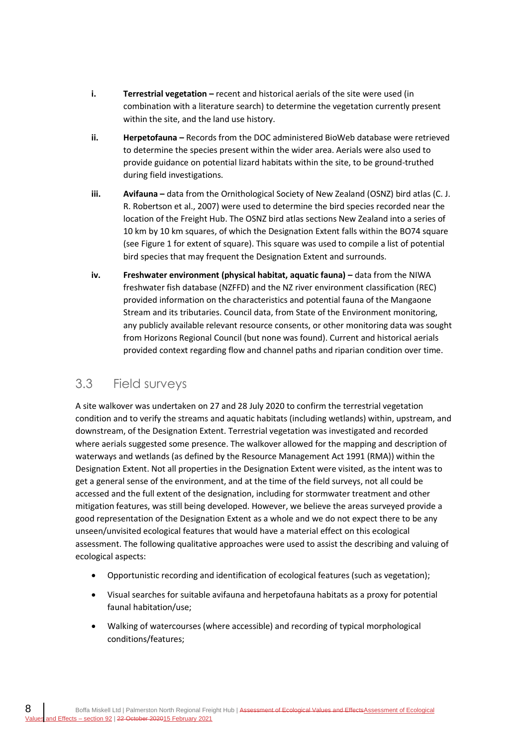i. **Terrestrial vegetation –** recent and historical aerials of the site were used (in combination with a literature search) to determine the vegetation currently present within the site, and the land use history.

ii. **Herpetofauna –** Records from the DOC administered BioWeb database were retrieved to determine the species present within the wider area. Aerials were also used to provide guidance on potential lizard habitats within the site, to be ground-truthed during field investigations.

iii. **Avifauna –** data from the Ornithological Society of New Zealand (OSNZ) bird atlas (C. J. R. Robertson et al., 2007) were used to determine the bird species recorded near the location of the Freight Hub. The OSNZ bird atlas sections New Zealand into a series of 10 km by 10 km squares, of which the Designation Extent falls within the BO74 square (see Figure 1 for extent of square). This square was used to compile a list of potential bird species that may frequent the Designation Extent and surrounds.

iv. **Freshwater environment (physical habitat, aquatic fauna) –** data from the NIWA freshwater fish database (NZFFD) and the NZ river environment classification (REC) provided information on the characteristics and potential fauna of the Mangaone Stream and its tributaries. Council data, from State of the Environment monitoring, any publicly available relevant resource consents, or other monitoring data was sought from Horizons Regional Council (but none was found). Current and historical aerials provided context regarding flow and channel paths and riparian condition over time.

## 3.3 Field surveys

A site walkover was undertaken on 27 and 28 July 2020 to confirm the terrestrial vegetation condition and to verify the streams and aquatic habitats (including wetlands) within, upstream, and downstream, of the Designation Extent. Terrestrial vegetation was investigated and recorded where aerials suggested some presence. The walkover allowed for the mapping and description of waterways and wetlands (as defined by the Resource Management Act 1991 (RMA)) within the Designation Extent. Not all properties in the Designation Extent were visited, as the intent was to get a general sense of the environment, and at the time of the field surveys, not all could be accessed and the full extent of the designation, including for stormwater treatment and other mitigation features, was still being developed. However, we believe the areas surveyed provide a good representation of the Designation Extent as a whole and we do not expect there to be any unseen/unvisited ecological features that would have a material effect on this ecological assessment. The following qualitative approaches were used to assist the describing and valuing of ecological aspects:

- Opportunistic recording and identification of ecological features (such as vegetation);
- Visual searches for suitable avifauna and herpetofauna habitats as a proxy for potential faunal habitation/use;
- Walking of watercourses (where accessible) and recording of typical morphological conditions/features;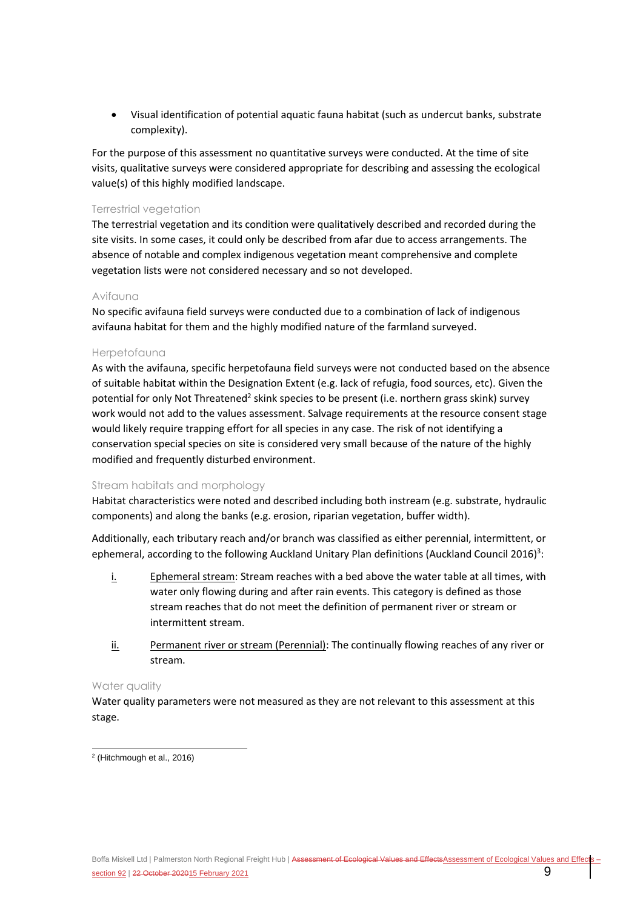- Visual identification of potential aquatic fauna habitat (such as undercut banks, substrate complexity).

For the purpose of this assessment no quantitative surveys were conducted. At the time of site visits, qualitative surveys were considered appropriate for describing and assessing the ecological value(s) of this highly modified landscape.

### Terrestrial vegetation

The terrestrial vegetation and its condition were qualitatively described and recorded during the site visits. In some cases, it could only be described from afar due to access arrangements. The absence of notable and complex indigenous vegetation meant comprehensive and complete vegetation lists were not considered necessary and so not developed.

### Avifauna

No specific avifauna field surveys were conducted due to a combination of lack of indigenous avifauna habitat for them and the highly modified nature of the farmland surveyed.

### Herpetofauna

As with the avifauna, specific herpetofauna field surveys were not conducted based on the absence of suitable habitat within the Designation Extent (e.g. lack of refugia, food sources, etc). Given the potential for only Not Threatened[2] skink species to be present (i.e. northern grass skink) survey work would not add to the values assessment. Salvage requirements at the resource consent stage would likely require trapping effort for all species in any case. The risk of not identifying a conservation special species on site is considered very small because of the nature of the highly modified and frequently disturbed environment.

### Stream habitats and morphology

Habitat characteristics were noted and described including both instream (e.g. substrate, hydraulic components) and along the banks (e.g. erosion, riparian vegetation, buffer width).

Additionally, each tributary reach and/or branch was classified as either perennial, intermittent, or ephemeral, according to the following Auckland Unitary Plan definitions (Auckland Council 2016)[3]:

i. Ephemeral stream: Stream reaches with a bed above the water table at all times, with water only flowing during and after rain events. This category is defined as those stream reaches that do not meet the definition of permanent river or stream or intermittent stream.

ii. Permanent river or stream (Perennial): The continually flowing reaches of any river or stream.

### Water quality

Water quality parameters were not measured as they are not relevant to this assessment at this stage.

---

[2] (Hitchmough et al., 2016)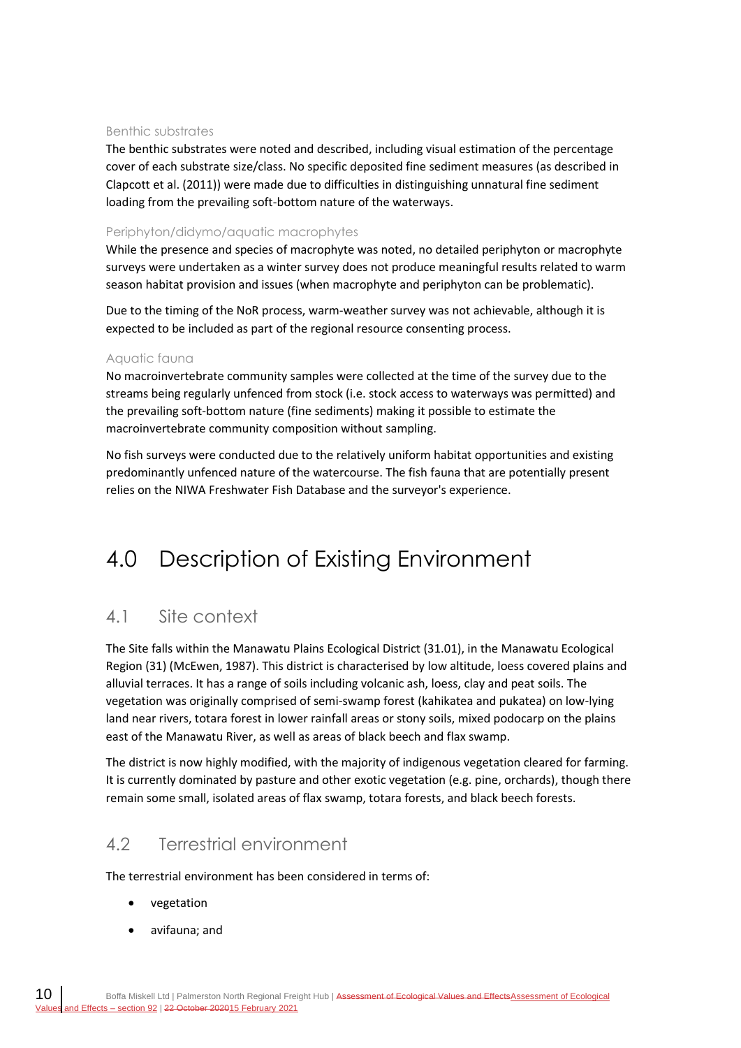#### Benthic substrates

The benthic substrates were noted and described, including visual estimation of the percentage cover of each substrate size/class. No specific deposited fine sediment measures (as described in Clapcott et al. (2011)) were made due to difficulties in distinguishing unnatural fine sediment loading from the prevailing soft-bottom nature of the waterways.

#### Periphyton/didymo/aquatic macrophytes

While the presence and species of macrophyte was noted, no detailed periphyton or macrophyte surveys were undertaken as a winter survey does not produce meaningful results related to warm season habitat provision and issues (when macrophyte and periphyton can be problematic).

Due to the timing of the NoR process, warm-weather survey was not achievable, although it is expected to be included as part of the regional resource consenting process.

#### Aquatic fauna

No macroinvertebrate community samples were collected at the time of the survey due to the streams being regularly unfenced from stock (i.e. stock access to waterways was permitted) and the prevailing soft-bottom nature (fine sediments) making it possible to estimate the macroinvertebrate community composition without sampling.

No fish surveys were conducted due to the relatively uniform habitat opportunities and existing predominantly unfenced nature of the watercourse. The fish fauna that are potentially present relies on the NIWA Freshwater Fish Database and the surveyor's experience.

# 4.0 Description of Existing Environment

## 4.1 Site context

The Site falls within the Manawatu Plains Ecological District (31.01), in the Manawatu Ecological Region (31) (McEwen, 1987). This district is characterised by low altitude, loess covered plains and alluvial terraces. It has a range of soils including volcanic ash, loess, clay and peat soils. The vegetation was originally comprised of semi-swamp forest (kahikatea and pukatea) on low-lying land near rivers, totara forest in lower rainfall areas or stony soils, mixed podocarp on the plains east of the Manawatu River, as well as areas of black beech and flax swamp.

The district is now highly modified, with the majority of indigenous vegetation cleared for farming. It is currently dominated by pasture and other exotic vegetation (e.g. pine, orchards), though there remain some small, isolated areas of flax swamp, totara forests, and black beech forests.

## 4.2 Terrestrial environment

The terrestrial environment has been considered in terms of:

- vegetation
- avifauna; and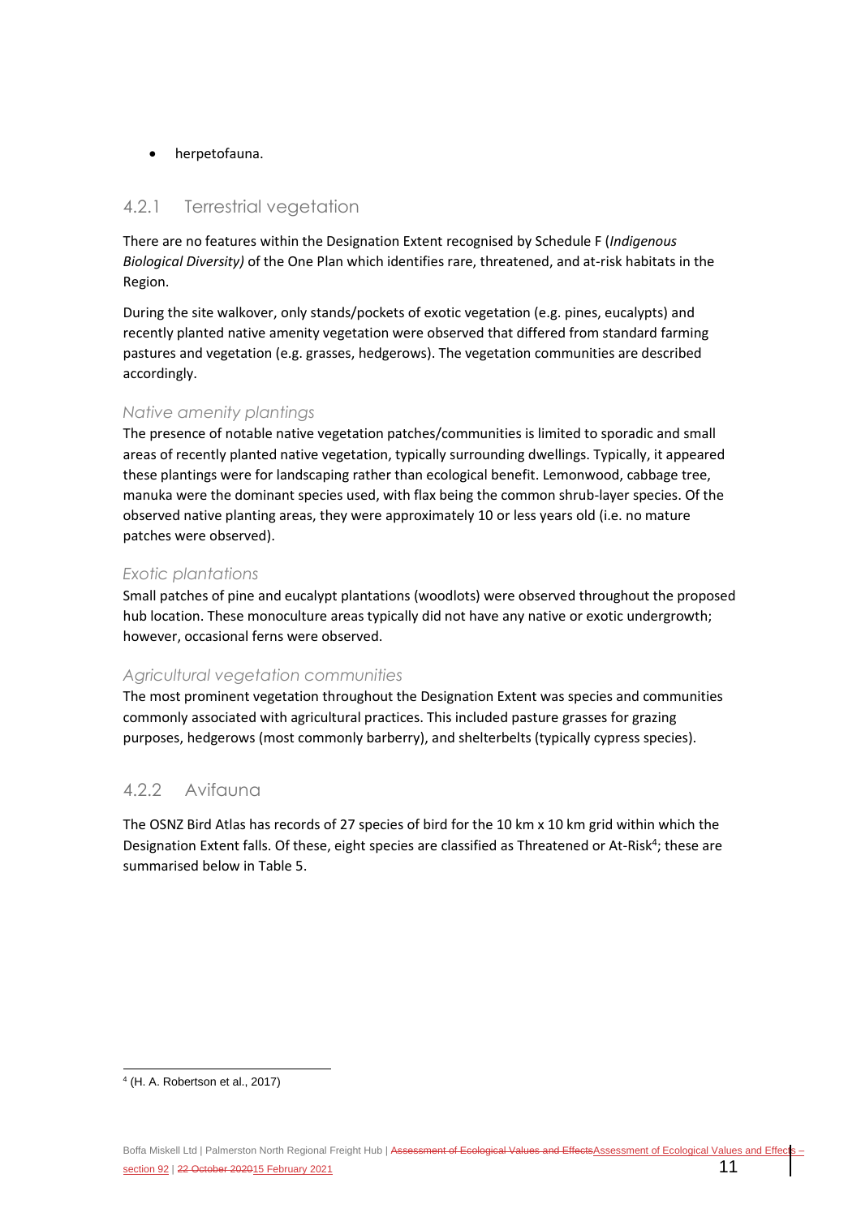- herpetofauna.

### 4.2.1 Terrestrial vegetation

There are no features within the Designation Extent recognised by Schedule F (*Indigenous Biological Diversity)* of the One Plan which identifies rare, threatened, and at-risk habitats in the Region.

During the site walkover, only stands/pockets of exotic vegetation (e.g. pines, eucalypts) and recently planted native amenity vegetation were observed that differed from standard farming pastures and vegetation (e.g. grasses, hedgerows). The vegetation communities are described accordingly.

*Native amenity plantings*

The presence of notable native vegetation patches/communities is limited to sporadic and small areas of recently planted native vegetation, typically surrounding dwellings. Typically, it appeared these plantings were for landscaping rather than ecological benefit. Lemonwood, cabbage tree, manuka were the dominant species used, with flax being the common shrub-layer species. Of the observed native planting areas, they were approximately 10 or less years old (i.e. no mature patches were observed).

*Exotic plantations*

Small patches of pine and eucalypt plantations (woodlots) were observed throughout the proposed hub location. These monoculture areas typically did not have any native or exotic undergrowth; however, occasional ferns were observed.

*Agricultural vegetation communities*

The most prominent vegetation throughout the Designation Extent was species and communities commonly associated with agricultural practices. This included pasture grasses for grazing purposes, hedgerows (most commonly barberry), and shelterbelts (typically cypress species).

### 4.2.2 Avifauna

The OSNZ Bird Atlas has records of 27 species of bird for the 10 km x 10 km grid within which the Designation Extent falls. Of these, eight species are classified as Threatened or At-Risk[4]; these are summarised below in Table 5.

---

[4] (H. A. Robertson et al., 2017)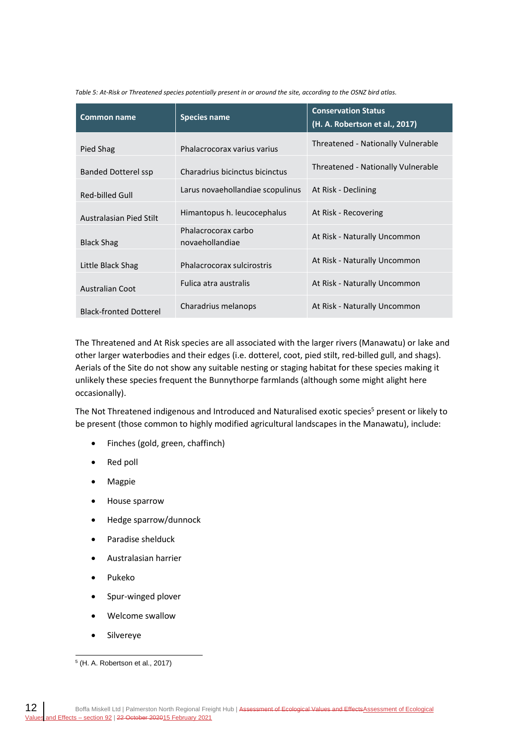*Table 5: At-Risk or Threatened species potentially present in or around the site, according to the OSNZ bird atlas.*

| Common name | Species name | Conservation Status (H. A. Robertson et al., 2017) |
|---|---|---|
| Pied Shag | Phalacrocorax varius varius | Threatened - Nationally Vulnerable |
| Banded Dotterel ssp | Charadrius bicinctus bicinctus | Threatened - Nationally Vulnerable |
| Red-billed Gull | Larus novaehollandiae scopulinus | At Risk - Declining |
| Australasian Pied Stilt | Himantopus h. leucocephalus | At Risk - Recovering |
| Black Shag | Phalacrocorax carbo novaehollandiae | At Risk - Naturally Uncommon |
| Little Black Shag | Phalacrocorax sulcirostris | At Risk - Naturally Uncommon |
| Australian Coot | Fulica atra australis | At Risk - Naturally Uncommon |
| Black-fronted Dotterel | Charadrius melanops | At Risk - Naturally Uncommon |

The Threatened and At Risk species are all associated with the larger rivers (Manawatu) or lake and other larger waterbodies and their edges (i.e. dotterel, coot, pied stilt, red-billed gull, and shags). Aerials of the Site do not show any suitable nesting or staging habitat for these species making it unlikely these species frequent the Bunnythorpe farmlands (although some might alight here occasionally).

The Not Threatened indigenous and Introduced and Naturalised exotic species[5] present or likely to be present (those common to highly modified agricultural landscapes in the Manawatu), include:

- Finches (gold, green, chaffinch)
- Red poll
- Magpie
- House sparrow
- Hedge sparrow/dunnock
- Paradise shelduck
- Australasian harrier
- Pukeko
- Spur-winged plover
- Welcome swallow
- Silvereye

[5] (H. A. Robertson et al., 2017)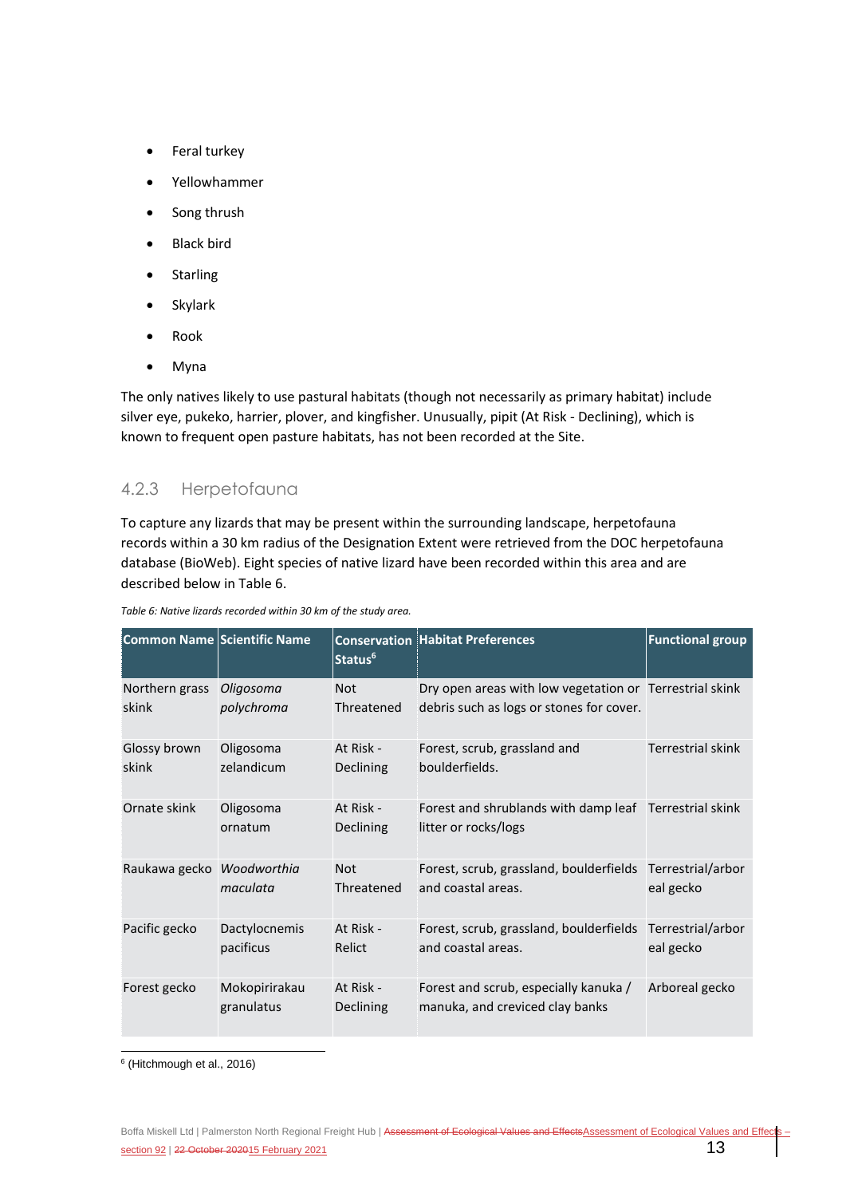- Feral turkey
- Yellowhammer
- Song thrush
- Black bird
- Starling
- Skylark
- Rook
- Myna

The only natives likely to use pastural habitats (though not necessarily as primary habitat) include silver eye, pukeko, harrier, plover, and kingfisher. Unusually, pipit (At Risk - Declining), which is known to frequent open pasture habitats, has not been recorded at the Site.

### 4.2.3 Herpetofauna

To capture any lizards that may be present within the surrounding landscape, herpetofauna records within a 30 km radius of the Designation Extent were retrieved from the DOC herpetofauna database (BioWeb). Eight species of native lizard have been recorded within this area and are described below in Table 6.

*Table 6: Native lizards recorded within 30 km of the study area.*

| Common Name | Scientific Name | Conservation Status[6] | Habitat Preferences | Functional group |
|---|---|---|---|---|
| Northern grass skink | *Oligosoma polychroma* | Not Threatened | Dry open areas with low vegetation or debris such as logs or stones for cover. | Terrestrial skink |
| Glossy brown skink | Oligosoma zelandicum | At Risk - Declining | Forest, scrub, grassland and boulderfields. | Terrestrial skink |
| Ornate skink | Oligosoma ornatum | At Risk - Declining | Forest and shrublands with damp leaf litter or rocks/logs | Terrestrial skink |
| Raukawa gecko | *Woodworthia maculata* | Not Threatened | Forest, scrub, grassland, boulderfields and coastal areas. | Terrestrial/arboreal gecko |
| Pacific gecko | Dactylocnemis pacificus | At Risk - Relict | Forest, scrub, grassland, boulderfields and coastal areas. | Terrestrial/arboreal gecko |
| Forest gecko | Mokopirirakau granulatus | At Risk - Declining | Forest and scrub, especially kanuka / manuka, and creviced clay banks | Arboreal gecko |

[6] (Hitchmough et al., 2016)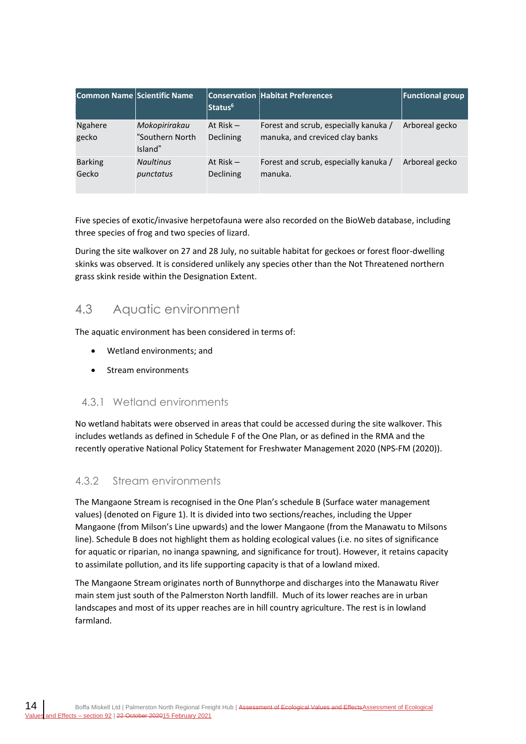| Common Name | Scientific Name | Conservation Status[6] | Habitat Preferences | Functional group |
|---|---|---|---|---|
| Ngahere gecko | *Mokopirirakau* "Southern North Island" | At Risk – Declining | Forest and scrub, especially kanuka / manuka, and creviced clay banks | Arboreal gecko |
| Barking Gecko | *Naultinus punctatus* | At Risk – Declining | Forest and scrub, especially kanuka / manuka. | Arboreal gecko |

Five species of exotic/invasive herpetofauna were also recorded on the BioWeb database, including three species of frog and two species of lizard.

During the site walkover on 27 and 28 July, no suitable habitat for geckoes or forest floor-dwelling skinks was observed. It is considered unlikely any species other than the Not Threatened northern grass skink reside within the Designation Extent.

## 4.3 Aquatic environment

The aquatic environment has been considered in terms of:

- Wetland environments; and
- Stream environments

### 4.3.1 Wetland environments

No wetland habitats were observed in areas that could be accessed during the site walkover. This includes wetlands as defined in Schedule F of the One Plan, or as defined in the RMA and the recently operative National Policy Statement for Freshwater Management 2020 (NPS-FM (2020)).

### 4.3.2 Stream environments

The Mangaone Stream is recognised in the One Plan's schedule B (Surface water management values) (denoted on Figure 1). It is divided into two sections/reaches, including the Upper Mangaone (from Milson's Line upwards) and the lower Mangaone (from the Manawatu to Milsons line). Schedule B does not highlight them as holding ecological values (i.e. no sites of significance for aquatic or riparian, no inanga spawning, and significance for trout). However, it retains capacity to assimilate pollution, and its life supporting capacity is that of a lowland mixed.

The Mangaone Stream originates north of Bunnythorpe and discharges into the Manawatu River main stem just south of the Palmerston North landfill. Much of its lower reaches are in urban landscapes and most of its upper reaches are in hill country agriculture. The rest is in lowland farmland.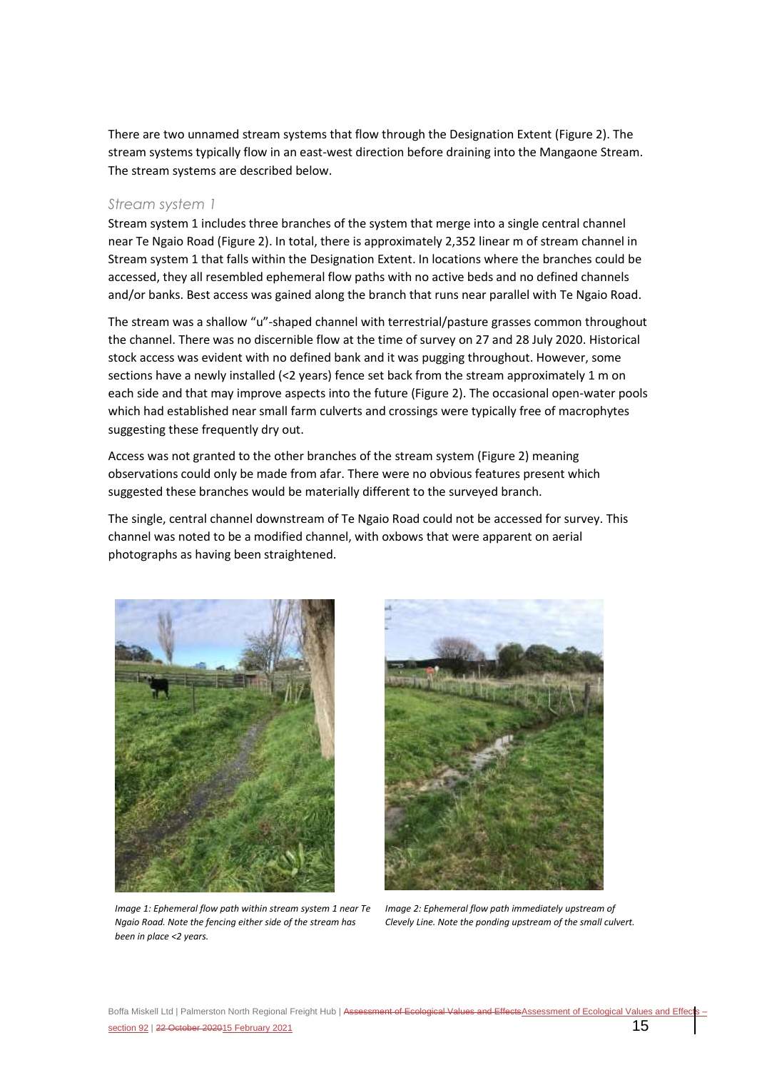There are two unnamed stream systems that flow through the Designation Extent (Figure 2). The stream systems typically flow in an east-west direction before draining into the Mangaone Stream. The stream systems are described below.

### Stream system 1

Stream system 1 includes three branches of the system that merge into a single central channel near Te Ngaio Road (Figure 2). In total, there is approximately 2,352 linear m of stream channel in Stream system 1 that falls within the Designation Extent. In locations where the branches could be accessed, they all resembled ephemeral flow paths with no active beds and no defined channels and/or banks. Best access was gained along the branch that runs near parallel with Te Ngaio Road.

The stream was a shallow "u"-shaped channel with terrestrial/pasture grasses common throughout the channel. There was no discernible flow at the time of survey on 27 and 28 July 2020. Historical stock access was evident with no defined bank and it was pugging throughout. However, some sections have a newly installed (<2 years) fence set back from the stream approximately 1 m on each side and that may improve aspects into the future (Figure 2). The occasional open-water pools which had established near small farm culverts and crossings were typically free of macrophytes suggesting these frequently dry out.

Access was not granted to the other branches of the stream system (Figure 2) meaning observations could only be made from afar. There were no obvious features present which suggested these branches would be materially different to the surveyed branch.

The single, central channel downstream of Te Ngaio Road could not be accessed for survey. This channel was noted to be a modified channel, with oxbows that were apparent on aerial photographs as having been straightened.

*Image 1: Ephemeral flow path within stream system 1 near Te Ngaio Road. Note the fencing either side of the stream has been in place <2 years.*

*Image 2: Ephemeral flow path immediately upstream of Clevely Line. Note the ponding upstream of the small culvert.*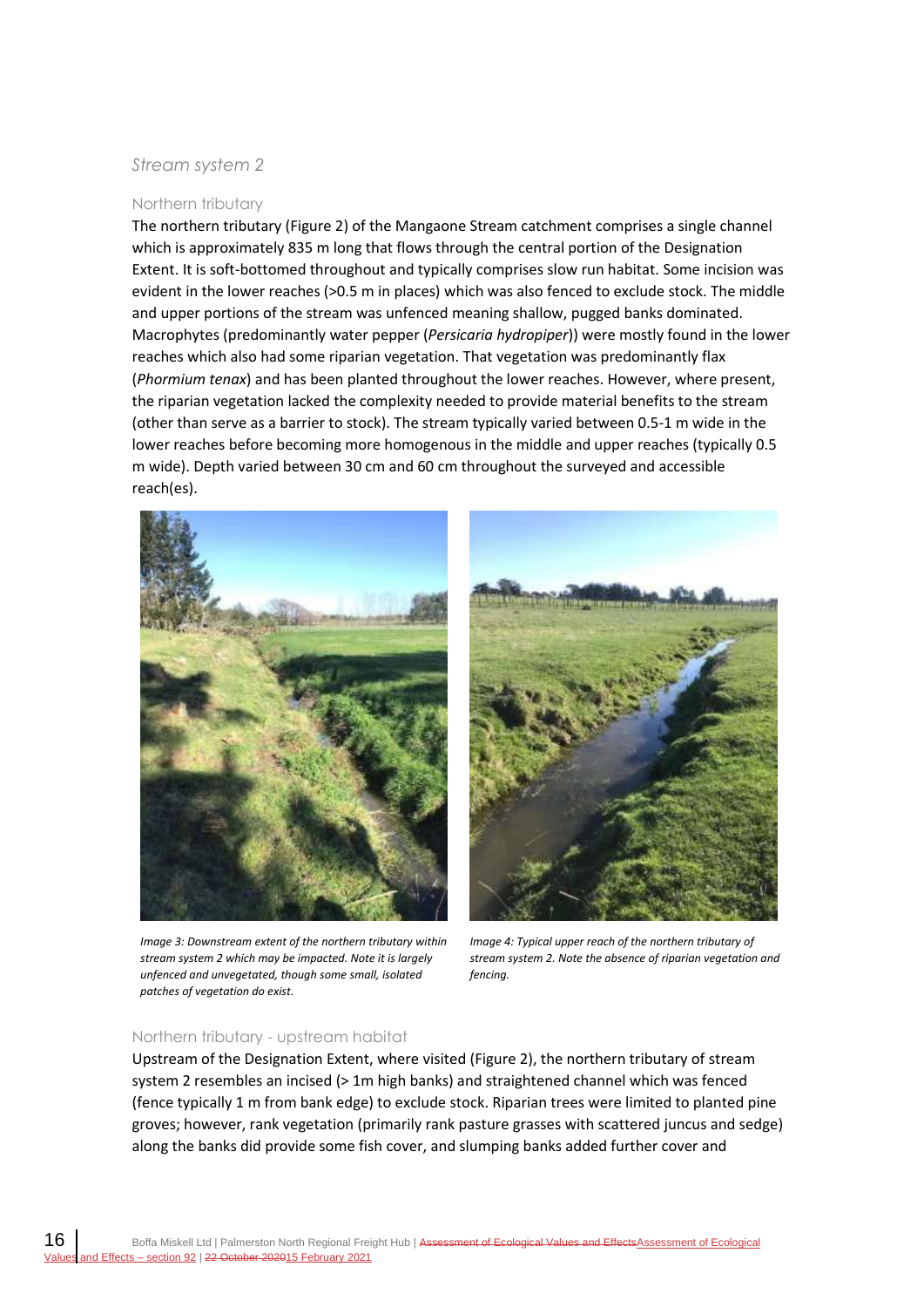### *Stream system 2*

#### Northern tributary

The northern tributary (Figure 2) of the Mangaone Stream catchment comprises a single channel which is approximately 835 m long that flows through the central portion of the Designation Extent. It is soft-bottomed throughout and typically comprises slow run habitat. Some incision was evident in the lower reaches (>0.5 m in places) which was also fenced to exclude stock. The middle and upper portions of the stream was unfenced meaning shallow, pugged banks dominated. Macrophytes (predominantly water pepper (*Persicaria hydropiper*)) were mostly found in the lower reaches which also had some riparian vegetation. That vegetation was predominantly flax (*Phormium tenax*) and has been planted throughout the lower reaches. However, where present, the riparian vegetation lacked the complexity needed to provide material benefits to the stream (other than serve as a barrier to stock). The stream typically varied between 0.5-1 m wide in the lower reaches before becoming more homogenous in the middle and upper reaches (typically 0.5 m wide). Depth varied between 30 cm and 60 cm throughout the surveyed and accessible reach(es).

*Image 3: Downstream extent of the northern tributary within stream system 2 which may be impacted. Note it is largely unfenced and unvegetated, though some small, isolated patches of vegetation do exist.*

*Image 4: Typical upper reach of the northern tributary of stream system 2. Note the absence of riparian vegetation and fencing.*

#### Northern tributary - upstream habitat

Upstream of the Designation Extent, where visited (Figure 2), the northern tributary of stream system 2 resembles an incised (> 1m high banks) and straightened channel which was fenced (fence typically 1 m from bank edge) to exclude stock. Riparian trees were limited to planted pine groves; however, rank vegetation (primarily rank pasture grasses with scattered juncus and sedge) along the banks did provide some fish cover, and slumping banks added further cover and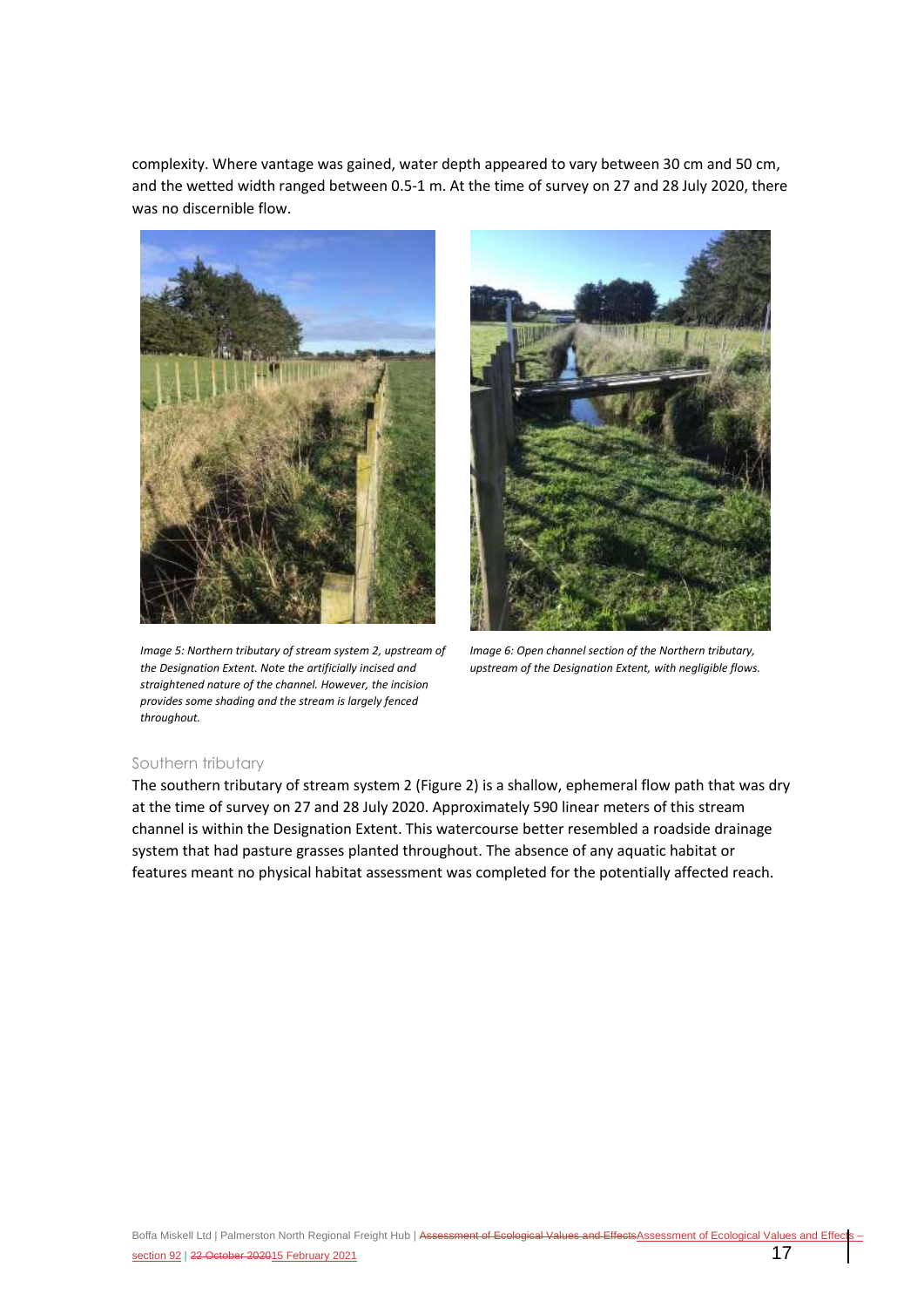complexity. Where vantage was gained, water depth appeared to vary between 30 cm and 50 cm, and the wetted width ranged between 0.5-1 m. At the time of survey on 27 and 28 July 2020, there was no discernible flow.

*Image 5: Northern tributary of stream system 2, upstream of the Designation Extent. Note the artificially incised and straightened nature of the channel. However, the incision provides some shading and the stream is largely fenced throughout.*

*Image 6: Open channel section of the Northern tributary, upstream of the Designation Extent, with negligible flows.*

### Southern tributary

The southern tributary of stream system 2 (Figure 2) is a shallow, ephemeral flow path that was dry at the time of survey on 27 and 28 July 2020. Approximately 590 linear meters of this stream channel is within the Designation Extent. This watercourse better resembled a roadside drainage system that had pasture grasses planted throughout. The absence of any aquatic habitat or features meant no physical habitat assessment was completed for the potentially affected reach.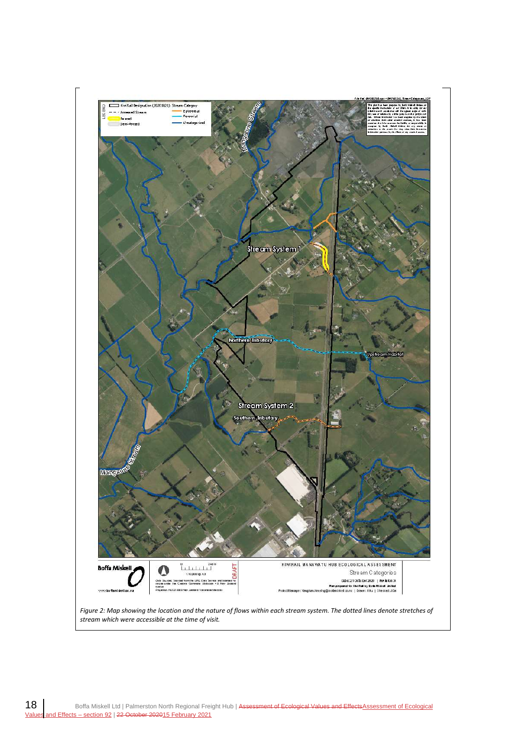Figure 2: Map showing the location and the nature of flows within each stream system. The dotted lines denote stretches of stream which were accessible at the time of visit.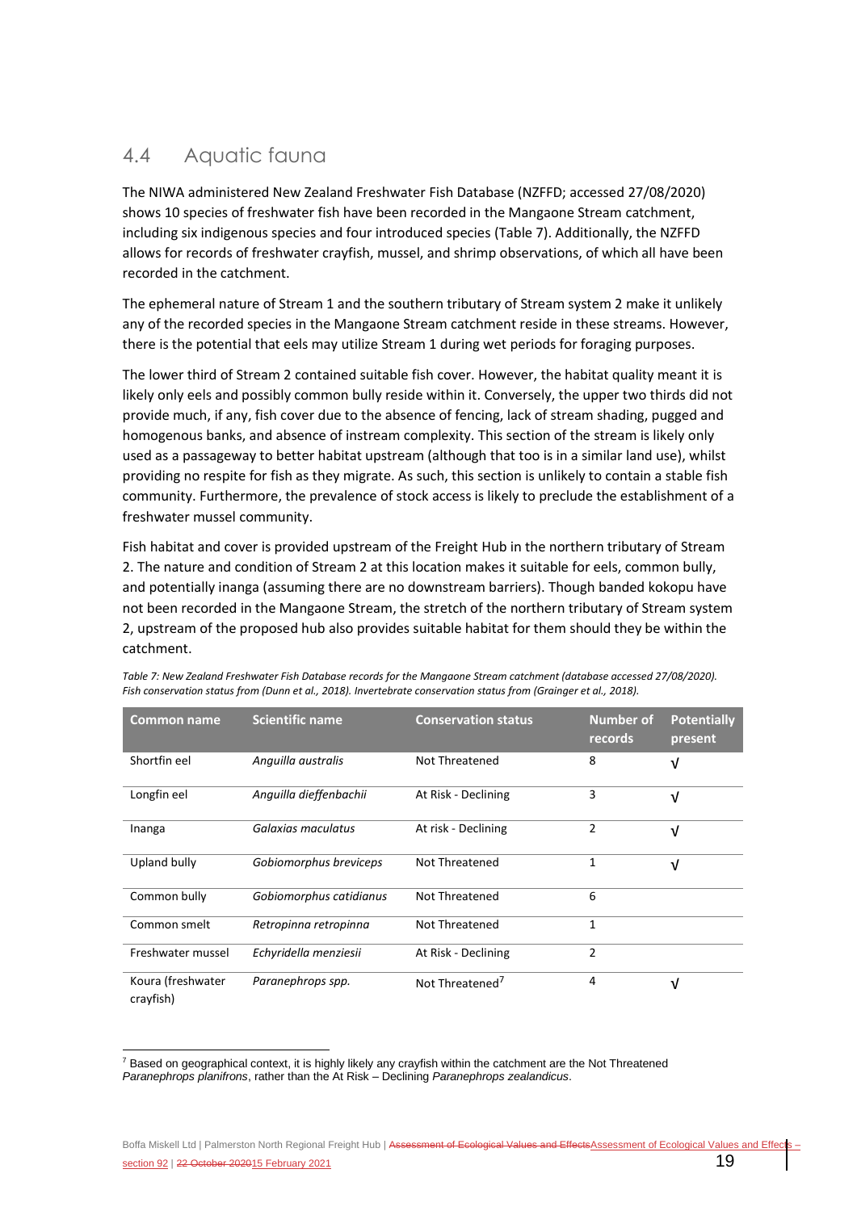## 4.4 Aquatic fauna

The NIWA administered New Zealand Freshwater Fish Database (NZFFD; accessed 27/08/2020) shows 10 species of freshwater fish have been recorded in the Mangaone Stream catchment, including six indigenous species and four introduced species (Table 7). Additionally, the NZFFD allows for records of freshwater crayfish, mussel, and shrimp observations, of which all have been recorded in the catchment.

The ephemeral nature of Stream 1 and the southern tributary of Stream system 2 make it unlikely any of the recorded species in the Mangaone Stream catchment reside in these streams. However, there is the potential that eels may utilize Stream 1 during wet periods for foraging purposes.

The lower third of Stream 2 contained suitable fish cover. However, the habitat quality meant it is likely only eels and possibly common bully reside within it. Conversely, the upper two thirds did not provide much, if any, fish cover due to the absence of fencing, lack of stream shading, pugged and homogenous banks, and absence of instream complexity. This section of the stream is likely only used as a passageway to better habitat upstream (although that too is in a similar land use), whilst providing no respite for fish as they migrate. As such, this section is unlikely to contain a stable fish community. Furthermore, the prevalence of stock access is likely to preclude the establishment of a freshwater mussel community.

Fish habitat and cover is provided upstream of the Freight Hub in the northern tributary of Stream 2. The nature and condition of Stream 2 at this location makes it suitable for eels, common bully, and potentially inanga (assuming there are no downstream barriers). Though banded kokopu have not been recorded in the Mangaone Stream, the stretch of the northern tributary of Stream system 2, upstream of the proposed hub also provides suitable habitat for them should they be within the catchment.

*Table 7: New Zealand Freshwater Fish Database records for the Mangaone Stream catchment (database accessed 27/08/2020). Fish conservation status from (Dunn et al., 2018). Invertebrate conservation status from (Grainger et al., 2018).*

| Common name | Scientific name | Conservation status | Number of records | Potentially present |
|---|---|---|---|---|
| Shortfin eel | *Anguilla australis* | Not Threatened | 8 | √ |
| Longfin eel | *Anguilla dieffenbachii* | At Risk - Declining | 3 | √ |
| Inanga | *Galaxias maculatus* | At risk - Declining | 2 | √ |
| Upland bully | *Gobiomorphus breviceps* | Not Threatened | 1 | √ |
| Common bully | *Gobiomorphus catidianus* | Not Threatened | 6 | |
| Common smelt | *Retropinna retropinna* | Not Threatened | 1 | |
| Freshwater mussel | *Echyridella menziesii* | At Risk - Declining | 2 | |
| Koura (freshwater crayfish) | *Paranephrops spp.* | Not Threatened[7] | 4 | √ |

[7] Based on geographical context, it is highly likely any crayfish within the catchment are the Not Threatened *Paranephrops planifrons*, rather than the At Risk – Declining *Paranephrops zealandicus*.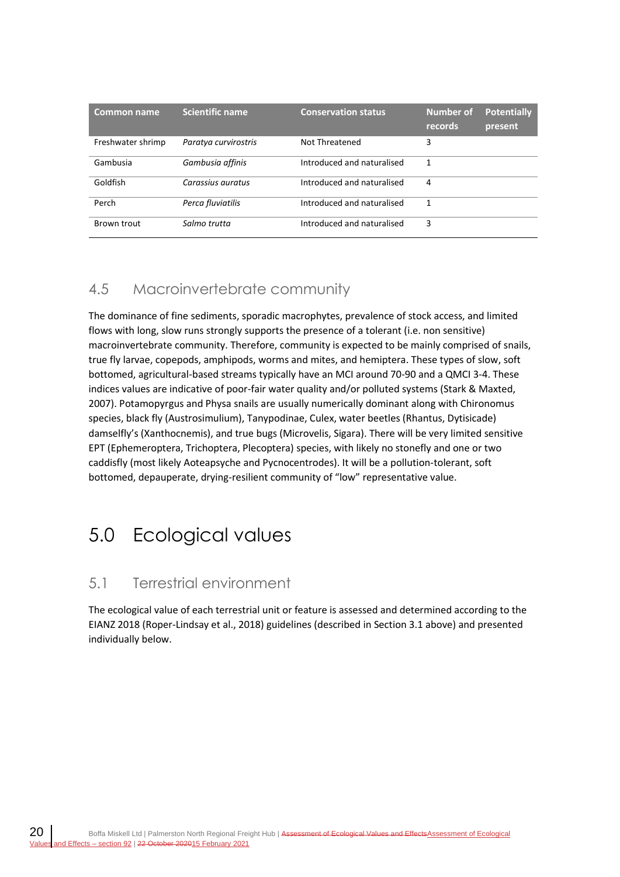| Common name | Scientific name | Conservation status | Number of records | Potentially present |
| --- | --- | --- | --- | --- |
| Freshwater shrimp | *Paratya curvirostris* | Not Threatened | 3 | |
| Gambusia | *Gambusia affinis* | Introduced and naturalised | 1 | |
| Goldfish | *Carassius auratus* | Introduced and naturalised | 4 | |
| Perch | *Perca fluviatilis* | Introduced and naturalised | 1 | |
| Brown trout | *Salmo trutta* | Introduced and naturalised | 3 | |

## 4.5 Macroinvertebrate community

The dominance of fine sediments, sporadic macrophytes, prevalence of stock access, and limited flows with long, slow runs strongly supports the presence of a tolerant (i.e. non sensitive) macroinvertebrate community. Therefore, community is expected to be mainly comprised of snails, true fly larvae, copepods, amphipods, worms and mites, and hemiptera. These types of slow, soft bottomed, agricultural-based streams typically have an MCI around 70-90 and a QMCI 3-4. These indices values are indicative of poor-fair water quality and/or polluted systems (Stark & Maxted, 2007). Potamopyrgus and Physa snails are usually numerically dominant along with Chironomus species, black fly (Austrosimulium), Tanypodinae, Culex, water beetles (Rhantus, Dytisicade) damselfly's (Xanthocnemis), and true bugs (Microvelis, Sigara). There will be very limited sensitive EPT (Ephemeroptera, Trichoptera, Plecoptera) species, with likely no stonefly and one or two caddisfly (most likely Aoteapsyche and Pycnocentrodes). It will be a pollution-tolerant, soft bottomed, depauperate, drying-resilient community of "low" representative value.

# 5.0 Ecological values

## 5.1 Terrestrial environment

The ecological value of each terrestrial unit or feature is assessed and determined according to the EIANZ 2018 (Roper-Lindsay et al., 2018) guidelines (described in Section 3.1 above) and presented individually below.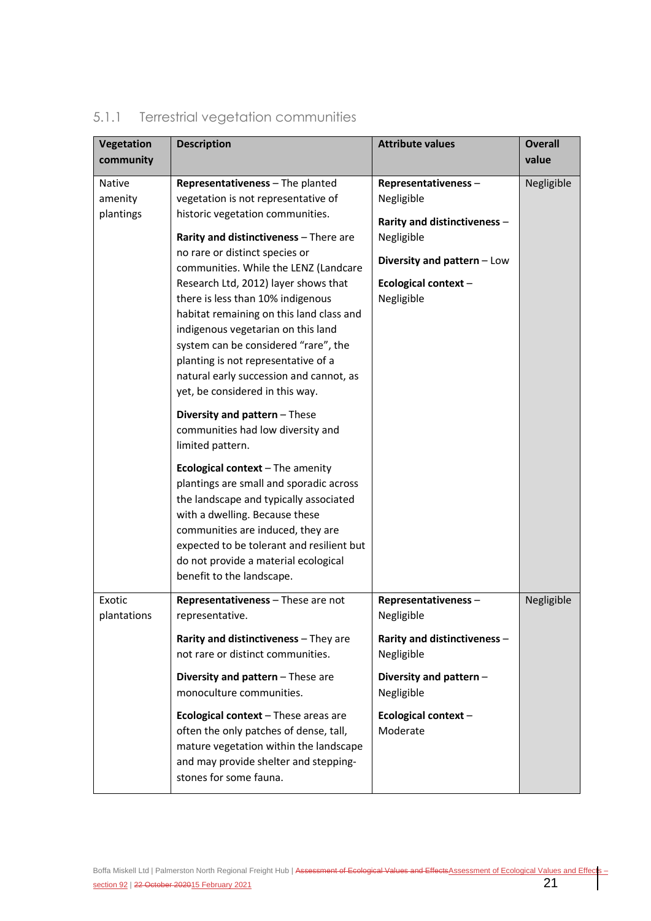### 5.1.1 Terrestrial vegetation communities

| Vegetation community | Description | Attribute values | Overall value |
|---|---|---|---|
| Native amenity plantings | **Representativeness** – The planted vegetation is not representative of historic vegetation communities.<br><br>**Rarity and distinctiveness** – There are no rare or distinct species or communities. While the LENZ (Landcare Research Ltd, 2012) layer shows that there is less than 10% indigenous habitat remaining on this land class and indigenous vegetarian on this land system can be considered "rare", the planting is not representative of a natural early succession and cannot, as yet, be considered in this way.<br><br>**Diversity and pattern** – These communities had low diversity and limited pattern.<br><br>**Ecological context** – The amenity plantings are small and sporadic across the landscape and typically associated with a dwelling. Because these communities are induced, they are expected to be tolerant and resilient but do not provide a material ecological benefit to the landscape. | **Representativeness** – Negligible<br><br>**Rarity and distinctiveness** – Negligible<br><br>**Diversity and pattern** – Low<br><br>**Ecological context** – Negligible | Negligible |
| Exotic plantations | **Representativeness** – These are not representative.<br><br>**Rarity and distinctiveness** – They are not rare or distinct communities.<br><br>**Diversity and pattern** – These are monoculture communities.<br><br>**Ecological context** – These areas are often the only patches of dense, tall, mature vegetation within the landscape and may provide shelter and stepping-stones for some fauna. | **Representativeness** – Negligible<br><br>**Rarity and distinctiveness** – Negligible<br><br>**Diversity and pattern** – Negligible<br><br>**Ecological context** – Moderate | Negligible |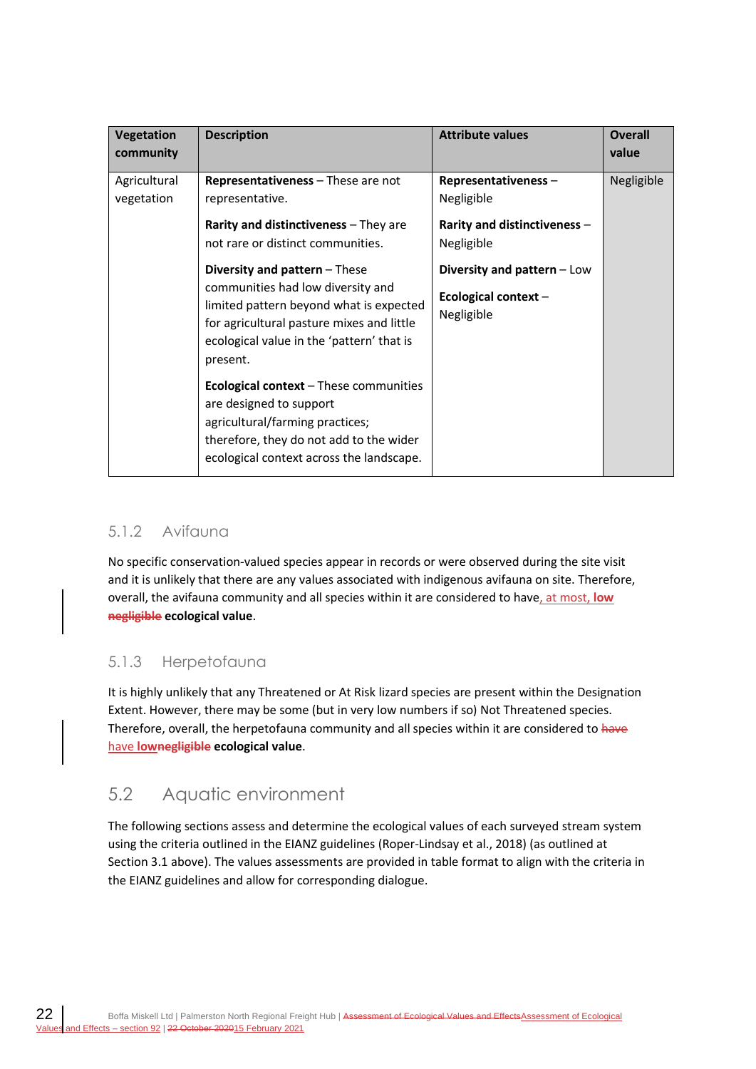| Vegetation community | Description | Attribute values | Overall value |
|---|---|---|---|
| Agricultural vegetation | **Representativeness** – These are not representative.<br><br>**Rarity and distinctiveness** – They are not rare or distinct communities.<br><br>**Diversity and pattern** – These communities had low diversity and limited pattern beyond what is expected for agricultural pasture mixes and little ecological value in the 'pattern' that is present.<br><br>**Ecological context** – These communities are designed to support agricultural/farming practices; therefore, they do not add to the wider ecological context across the landscape. | **Representativeness** – Negligible<br><br>**Rarity and distinctiveness** – Negligible<br><br>**Diversity and pattern** – Low<br><br>**Ecological context** – Negligible | Negligible |

### 5.1.2 Avifauna

No specific conservation-valued species appear in records or were observed during the site visit and it is unlikely that there are any values associated with indigenous avifauna on site. Therefore, overall, the avifauna community and all species within it are considered to have, at most, **low** ~~**negligible**~~ **ecological value**.

### 5.1.3 Herpetofauna

It is highly unlikely that any Threatened or At Risk lizard species are present within the Designation Extent. However, there may be some (but in very low numbers if so) Not Threatened species. Therefore, overall, the herpetofauna community and all species within it are considered to ~~have~~ have **low**~~**negligible**~~ **ecological value**.

## 5.2 Aquatic environment

The following sections assess and determine the ecological values of each surveyed stream system using the criteria outlined in the EIANZ guidelines (Roper-Lindsay et al., 2018) (as outlined at Section 3.1 above). The values assessments are provided in table format to align with the criteria in the EIANZ guidelines and allow for corresponding dialogue.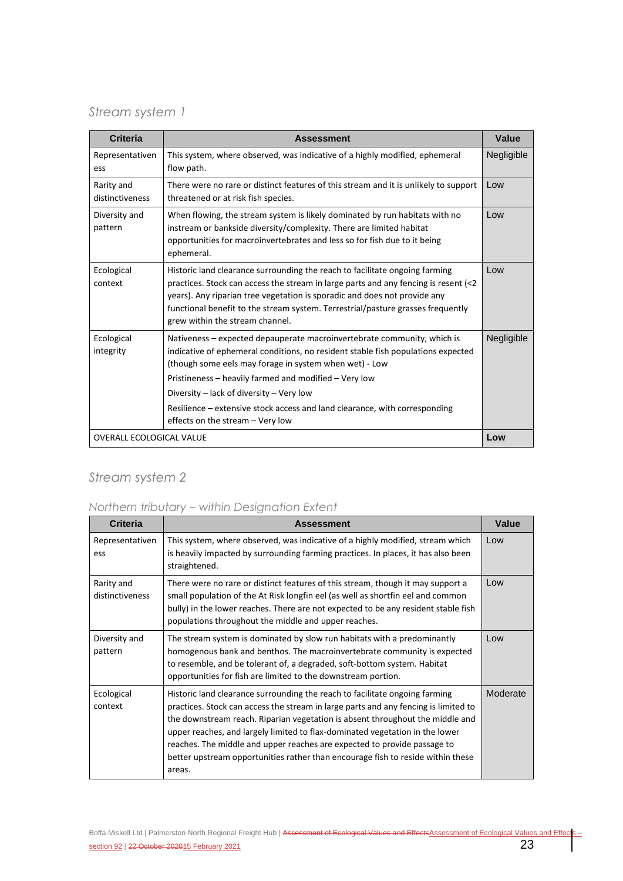### *Stream system 1*

| Criteria | Assessment | Value |
|---|---|---|
| Representativeness | This system, where observed, was indicative of a highly modified, ephemeral flow path. | Negligible |
| Rarity and distinctiveness | There were no rare or distinct features of this stream and it is unlikely to support threatened or at risk fish species. | Low |
| Diversity and pattern | When flowing, the stream system is likely dominated by run habitats with no instream or bankside diversity/complexity. There are limited habitat opportunities for macroinvertebrates and less so for fish due to it being ephemeral. | Low |
| Ecological context | Historic land clearance surrounding the reach to facilitate ongoing farming practices. Stock can access the stream in large parts and any fencing is resent (<2 years). Any riparian tree vegetation is sporadic and does not provide any functional benefit to the stream system. Terrestrial/pasture grasses frequently grew within the stream channel. | Low |
| Ecological integrity | Nativeness – expected depauperate macroinvertebrate community, which is indicative of ephemeral conditions, no resident stable fish populations expected (though some eels may forage in system when wet) - Low<br>Pristineness – heavily farmed and modified – Very low<br>Diversity – lack of diversity – Very low<br>Resilience – extensive stock access and land clearance, with corresponding effects on the stream – Very low | Negligible |
| OVERALL ECOLOGICAL VALUE | | **Low** |

### *Stream system 2*

#### *Northern tributary – within Designation Extent*

| Criteria | Assessment | Value |
|---|---|---|
| Representativeness | This system, where observed, was indicative of a highly modified, stream which is heavily impacted by surrounding farming practices. In places, it has also been straightened. | Low |
| Rarity and distinctiveness | There were no rare or distinct features of this stream, though it may support a small population of the At Risk longfin eel (as well as shortfin eel and common bully) in the lower reaches. There are not expected to be any resident stable fish populations throughout the middle and upper reaches. | Low |
| Diversity and pattern | The stream system is dominated by slow run habitats with a predominantly homogenous bank and benthos. The macroinvertebrate community is expected to resemble, and be tolerant of, a degraded, soft-bottom system. Habitat opportunities for fish are limited to the downstream portion. | Low |
| Ecological context | Historic land clearance surrounding the reach to facilitate ongoing farming practices. Stock can access the stream in large parts and any fencing is limited to the downstream reach. Riparian vegetation is absent throughout the middle and upper reaches, and largely limited to flax-dominated vegetation in the lower reaches. The middle and upper reaches are expected to provide passage to better upstream opportunities rather than encourage fish to reside within these areas. | Moderate |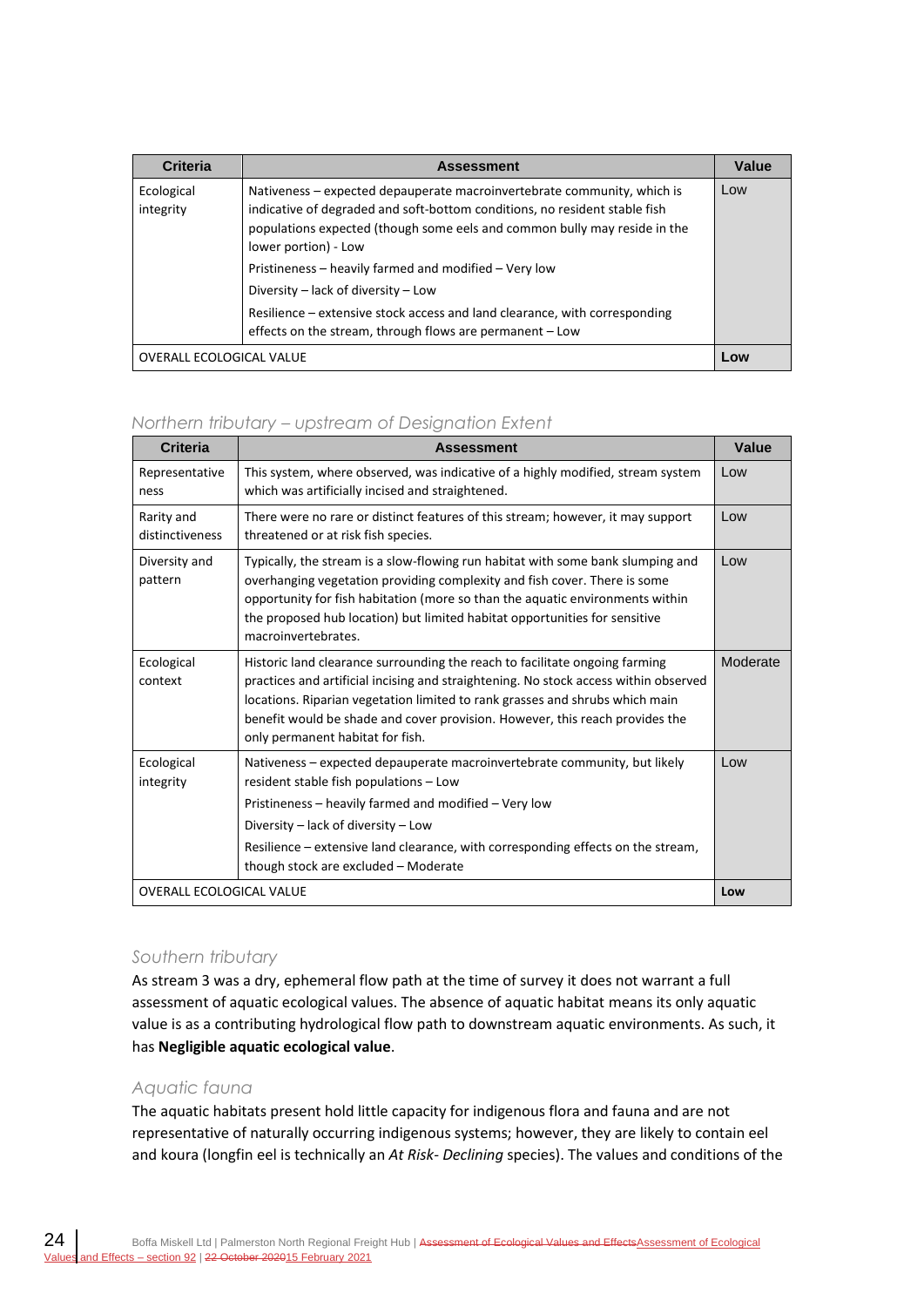| Criteria | Assessment | Value |
|---|---|---|
| Ecological integrity | Nativeness – expected depauperate macroinvertebrate community, which is indicative of degraded and soft-bottom conditions, no resident stable fish populations expected (though some eels and common bully may reside in the lower portion) - Low<br>Pristineness – heavily farmed and modified – Very low<br>Diversity – lack of diversity – Low<br>Resilience – extensive stock access and land clearance, with corresponding effects on the stream, through flows are permanent – Low | Low |
| OVERALL ECOLOGICAL VALUE | | **Low** |

### *Northern tributary – upstream of Designation Extent*

| Criteria | Assessment | Value |
|---|---|---|
| Representativeness | This system, where observed, was indicative of a highly modified, stream system which was artificially incised and straightened. | Low |
| Rarity and distinctiveness | There were no rare or distinct features of this stream; however, it may support threatened or at risk fish species. | Low |
| Diversity and pattern | Typically, the stream is a slow-flowing run habitat with some bank slumping and overhanging vegetation providing complexity and fish cover. There is some opportunity for fish habitation (more so than the aquatic environments within the proposed hub location) but limited habitat opportunities for sensitive macroinvertebrates. | Low |
| Ecological context | Historic land clearance surrounding the reach to facilitate ongoing farming practices and artificial incising and straightening. No stock access within observed locations. Riparian vegetation limited to rank grasses and shrubs which main benefit would be shade and cover provision. However, this reach provides the only permanent habitat for fish. | Moderate |
| Ecological integrity | Nativeness – expected depauperate macroinvertebrate community, but likely resident stable fish populations – Low<br>Pristineness – heavily farmed and modified – Very low<br>Diversity – lack of diversity – Low<br>Resilience – extensive land clearance, with corresponding effects on the stream, though stock are excluded – Moderate | Low |
| OVERALL ECOLOGICAL VALUE | | **Low** |

### *Southern tributary*

As stream 3 was a dry, ephemeral flow path at the time of survey it does not warrant a full assessment of aquatic ecological values. The absence of aquatic habitat means its only aquatic value is as a contributing hydrological flow path to downstream aquatic environments. As such, it has **Negligible aquatic ecological value**.

### *Aquatic fauna*

The aquatic habitats present hold little capacity for indigenous flora and fauna and are not representative of naturally occurring indigenous systems; however, they are likely to contain eel and koura (longfin eel is technically an *At Risk- Declining* species). The values and conditions of the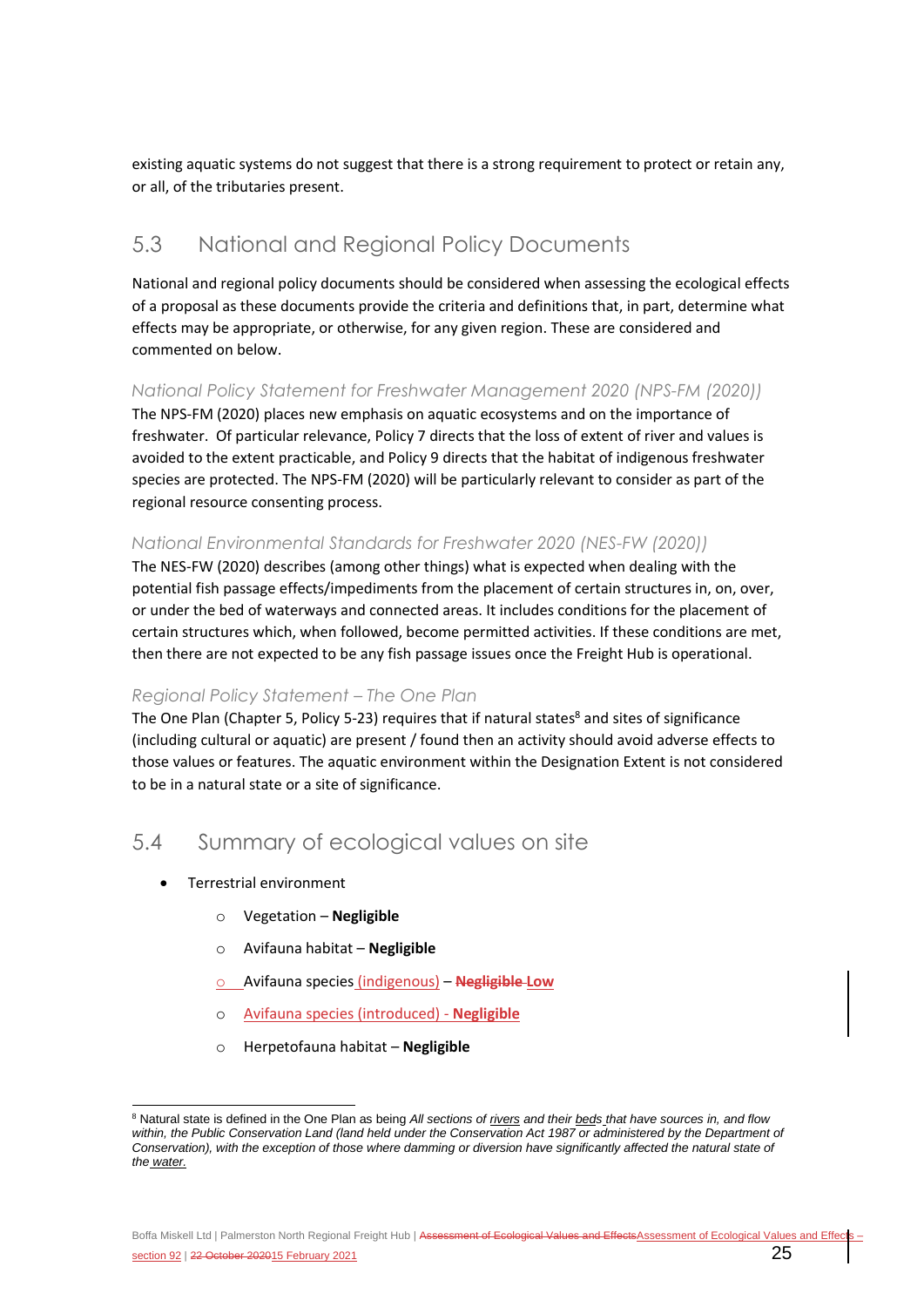existing aquatic systems do not suggest that there is a strong requirement to protect or retain any, or all, of the tributaries present.

## 5.3 National and Regional Policy Documents

National and regional policy documents should be considered when assessing the ecological effects of a proposal as these documents provide the criteria and definitions that, in part, determine what effects may be appropriate, or otherwise, for any given region. These are considered and commented on below.

### *National Policy Statement for Freshwater Management 2020 (NPS-FM (2020))*

The NPS-FM (2020) places new emphasis on aquatic ecosystems and on the importance of freshwater. Of particular relevance, Policy 7 directs that the loss of extent of river and values is avoided to the extent practicable, and Policy 9 directs that the habitat of indigenous freshwater species are protected. The NPS-FM (2020) will be particularly relevant to consider as part of the regional resource consenting process.

### *National Environmental Standards for Freshwater 2020 (NES-FW (2020))*

The NES-FW (2020) describes (among other things) what is expected when dealing with the potential fish passage effects/impediments from the placement of certain structures in, on, over, or under the bed of waterways and connected areas. It includes conditions for the placement of certain structures which, when followed, become permitted activities. If these conditions are met, then there are not expected to be any fish passage issues once the Freight Hub is operational.

### *Regional Policy Statement – The One Plan*

The One Plan (Chapter 5, Policy 5-23) requires that if natural states[8] and sites of significance (including cultural or aquatic) are present / found then an activity should avoid adverse effects to those values or features. The aquatic environment within the Designation Extent is not considered to be in a natural state or a site of significance.

## 5.4 Summary of ecological values on site

- Terrestrial environment
  - Vegetation – **Negligible**
  - Avifauna habitat – **Negligible**
  - Avifauna species (indigenous) – ~~**Negligible**~~ **Low**
  - Avifauna species (introduced) - **Negligible**
  - Herpetofauna habitat – **Negligible**

[8] Natural state is defined in the One Plan as being *All sections of rivers and their beds that have sources in, and flow within, the Public Conservation Land (land held under the Conservation Act 1987 or administered by the Department of Conservation), with the exception of those where damming or diversion have significantly affected the natural state of the water.*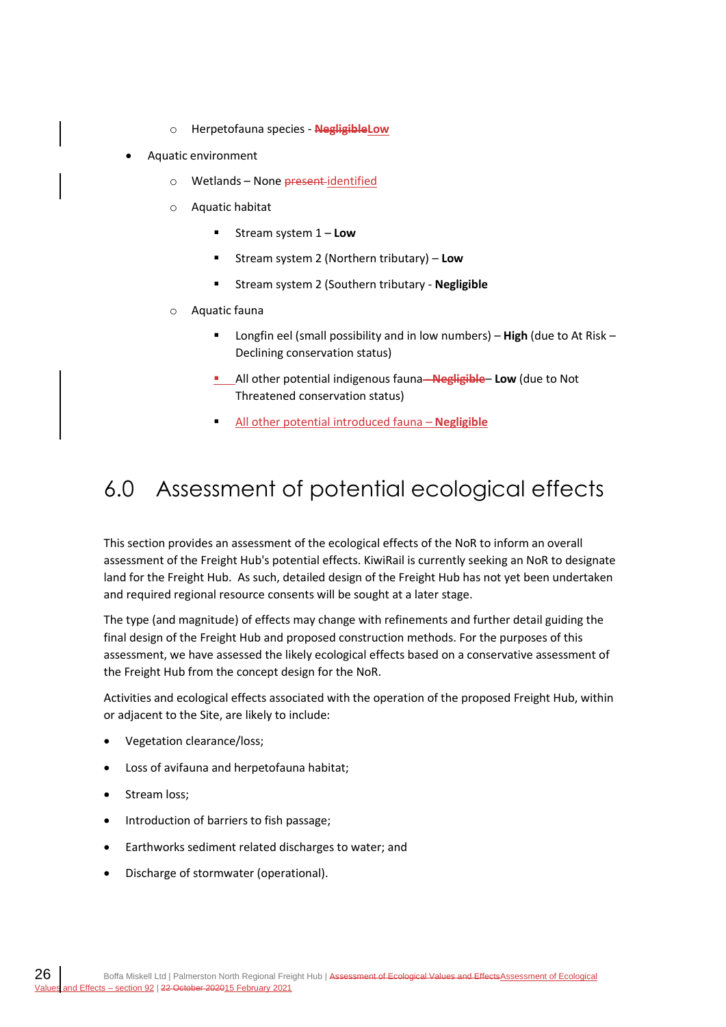- Herpetofauna species - ~~**Negligible**~~**Low**

- Aquatic environment
  - Wetlands – None ~~present~~ identified
  - Aquatic habitat
    - Stream system 1 – **Low**
    - Stream system 2 (Northern tributary) – **Low**
    - Stream system 2 (Southern tributary - **Negligible**
  - Aquatic fauna
    - Longfin eel (small possibility and in low numbers) – **High** (due to At Risk – Declining conservation status)
    - All other potential indigenous fauna ~~– **Negligible**~~ – **Low** (due to Not Threatened conservation status)
    - All other potential introduced fauna – **Negligible**

# 6.0 Assessment of potential ecological effects

This section provides an assessment of the ecological effects of the NoR to inform an overall assessment of the Freight Hub's potential effects. KiwiRail is currently seeking an NoR to designate land for the Freight Hub. As such, detailed design of the Freight Hub has not yet been undertaken and required regional resource consents will be sought at a later stage.

The type (and magnitude) of effects may change with refinements and further detail guiding the final design of the Freight Hub and proposed construction methods. For the purposes of this assessment, we have assessed the likely ecological effects based on a conservative assessment of the Freight Hub from the concept design for the NoR.

Activities and ecological effects associated with the operation of the proposed Freight Hub, within or adjacent to the Site, are likely to include:

- Vegetation clearance/loss;
- Loss of avifauna and herpetofauna habitat;
- Stream loss;
- Introduction of barriers to fish passage;
- Earthworks sediment related discharges to water; and
- Discharge of stormwater (operational).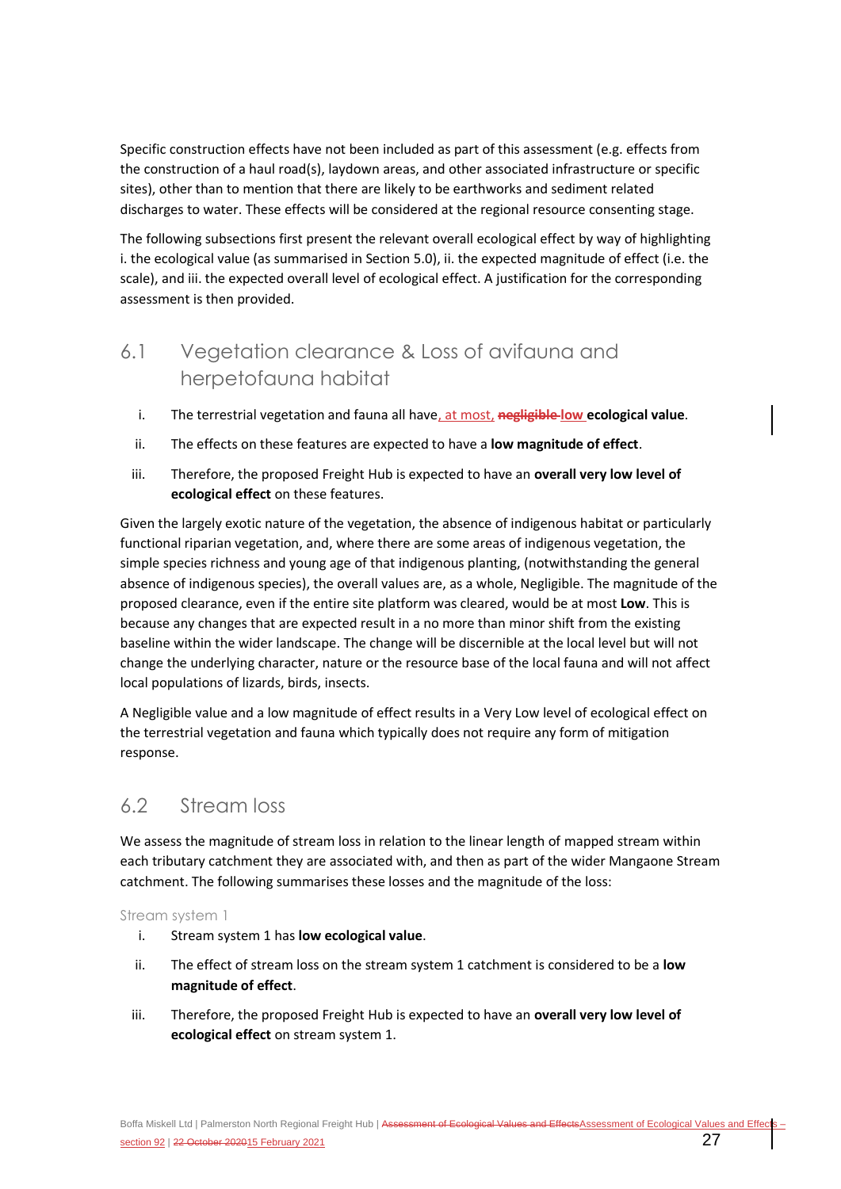Specific construction effects have not been included as part of this assessment (e.g. effects from the construction of a haul road(s), laydown areas, and other associated infrastructure or specific sites), other than to mention that there are likely to be earthworks and sediment related discharges to water. These effects will be considered at the regional resource consenting stage.

The following subsections first present the relevant overall ecological effect by way of highlighting i. the ecological value (as summarised in Section 5.0), ii. the expected magnitude of effect (i.e. the scale), and iii. the expected overall level of ecological effect. A justification for the corresponding assessment is then provided.

## 6.1 Vegetation clearance & Loss of avifauna and herpetofauna habitat

i. The terrestrial vegetation and fauna all have, at most, ~~negligible~~ low **ecological value**.

ii. The effects on these features are expected to have a **low magnitude of effect**.

iii. Therefore, the proposed Freight Hub is expected to have an **overall very low level of ecological effect** on these features.

Given the largely exotic nature of the vegetation, the absence of indigenous habitat or particularly functional riparian vegetation, and, where there are some areas of indigenous vegetation, the simple species richness and young age of that indigenous planting, (notwithstanding the general absence of indigenous species), the overall values are, as a whole, Negligible. The magnitude of the proposed clearance, even if the entire site platform was cleared, would be at most **Low**. This is because any changes that are expected result in a no more than minor shift from the existing baseline within the wider landscape. The change will be discernible at the local level but will not change the underlying character, nature or the resource base of the local fauna and will not affect local populations of lizards, birds, insects.

A Negligible value and a low magnitude of effect results in a Very Low level of ecological effect on the terrestrial vegetation and fauna which typically does not require any form of mitigation response.

## 6.2 Stream loss

We assess the magnitude of stream loss in relation to the linear length of mapped stream within each tributary catchment they are associated with, and then as part of the wider Mangaone Stream catchment. The following summarises these losses and the magnitude of the loss:

### Stream system 1

i. Stream system 1 has **low ecological value**.

ii. The effect of stream loss on the stream system 1 catchment is considered to be a **low magnitude of effect**.

iii. Therefore, the proposed Freight Hub is expected to have an **overall very low level of ecological effect** on stream system 1.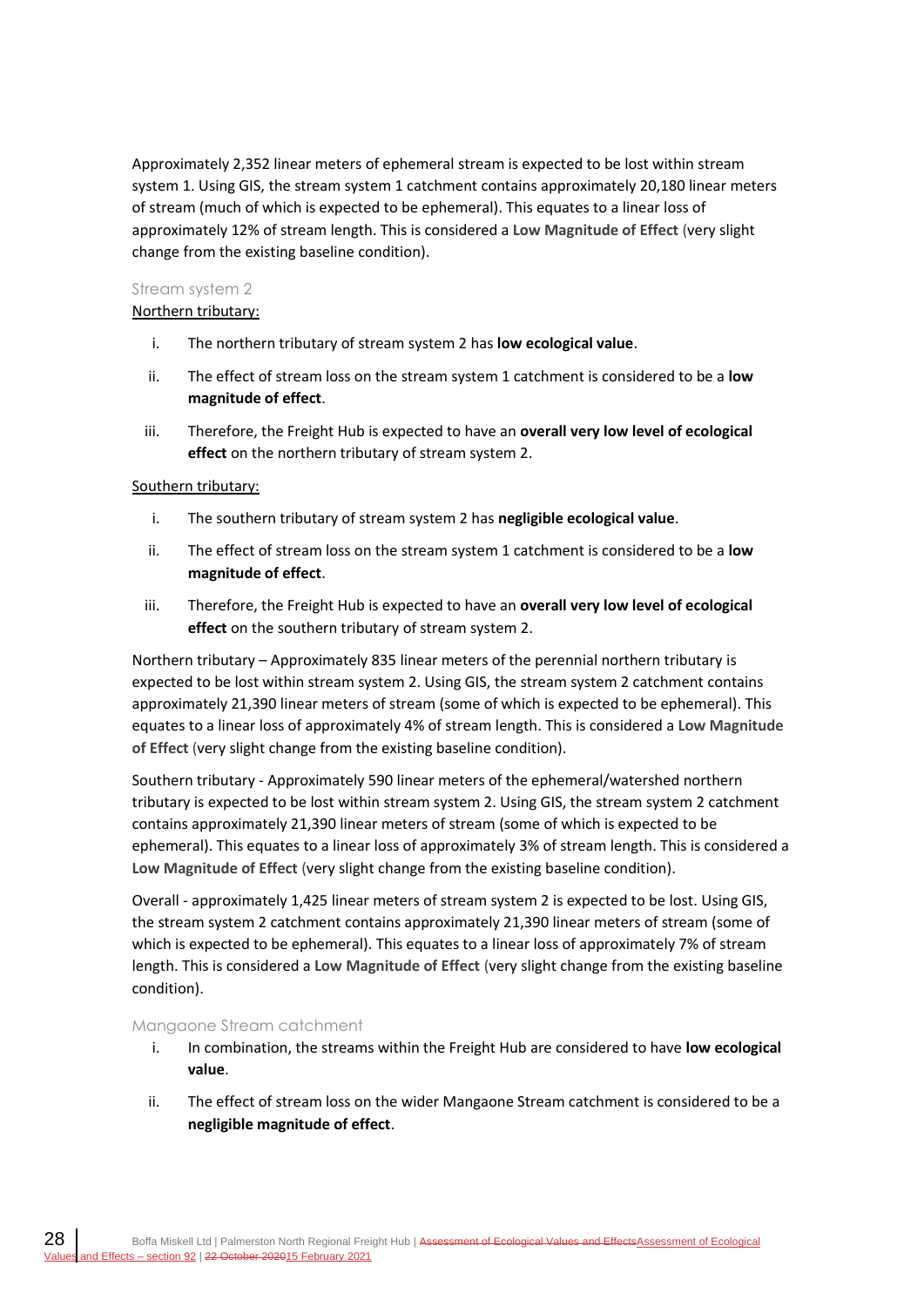Approximately 2,352 linear meters of ephemeral stream is expected to be lost within stream system 1. Using GIS, the stream system 1 catchment contains approximately 20,180 linear meters of stream (much of which is expected to be ephemeral). This equates to a linear loss of approximately 12% of stream length. This is considered a **Low Magnitude of Effect** (very slight change from the existing baseline condition).

### Stream system 2

Northern tributary:

i. The northern tributary of stream system 2 has **low ecological value**.

ii. The effect of stream loss on the stream system 1 catchment is considered to be a **low magnitude of effect**.

iii. Therefore, the Freight Hub is expected to have an **overall very low level of ecological effect** on the northern tributary of stream system 2.

Southern tributary:

i. The southern tributary of stream system 2 has **negligible ecological value**.

ii. The effect of stream loss on the stream system 1 catchment is considered to be a **low magnitude of effect**.

iii. Therefore, the Freight Hub is expected to have an **overall very low level of ecological effect** on the southern tributary of stream system 2.

Northern tributary – Approximately 835 linear meters of the perennial northern tributary is expected to be lost within stream system 2. Using GIS, the stream system 2 catchment contains approximately 21,390 linear meters of stream (some of which is expected to be ephemeral). This equates to a linear loss of approximately 4% of stream length. This is considered a **Low Magnitude of Effect** (very slight change from the existing baseline condition).

Southern tributary - Approximately 590 linear meters of the ephemeral/watershed northern tributary is expected to be lost within stream system 2. Using GIS, the stream system 2 catchment contains approximately 21,390 linear meters of stream (some of which is expected to be ephemeral). This equates to a linear loss of approximately 3% of stream length. This is considered a **Low Magnitude of Effect** (very slight change from the existing baseline condition).

Overall - approximately 1,425 linear meters of stream system 2 is expected to be lost. Using GIS, the stream system 2 catchment contains approximately 21,390 linear meters of stream (some of which is expected to be ephemeral). This equates to a linear loss of approximately 7% of stream length. This is considered a **Low Magnitude of Effect** (very slight change from the existing baseline condition).

### Mangaone Stream catchment

i. In combination, the streams within the Freight Hub are considered to have **low ecological value**.

ii. The effect of stream loss on the wider Mangaone Stream catchment is considered to be a **negligible magnitude of effect**.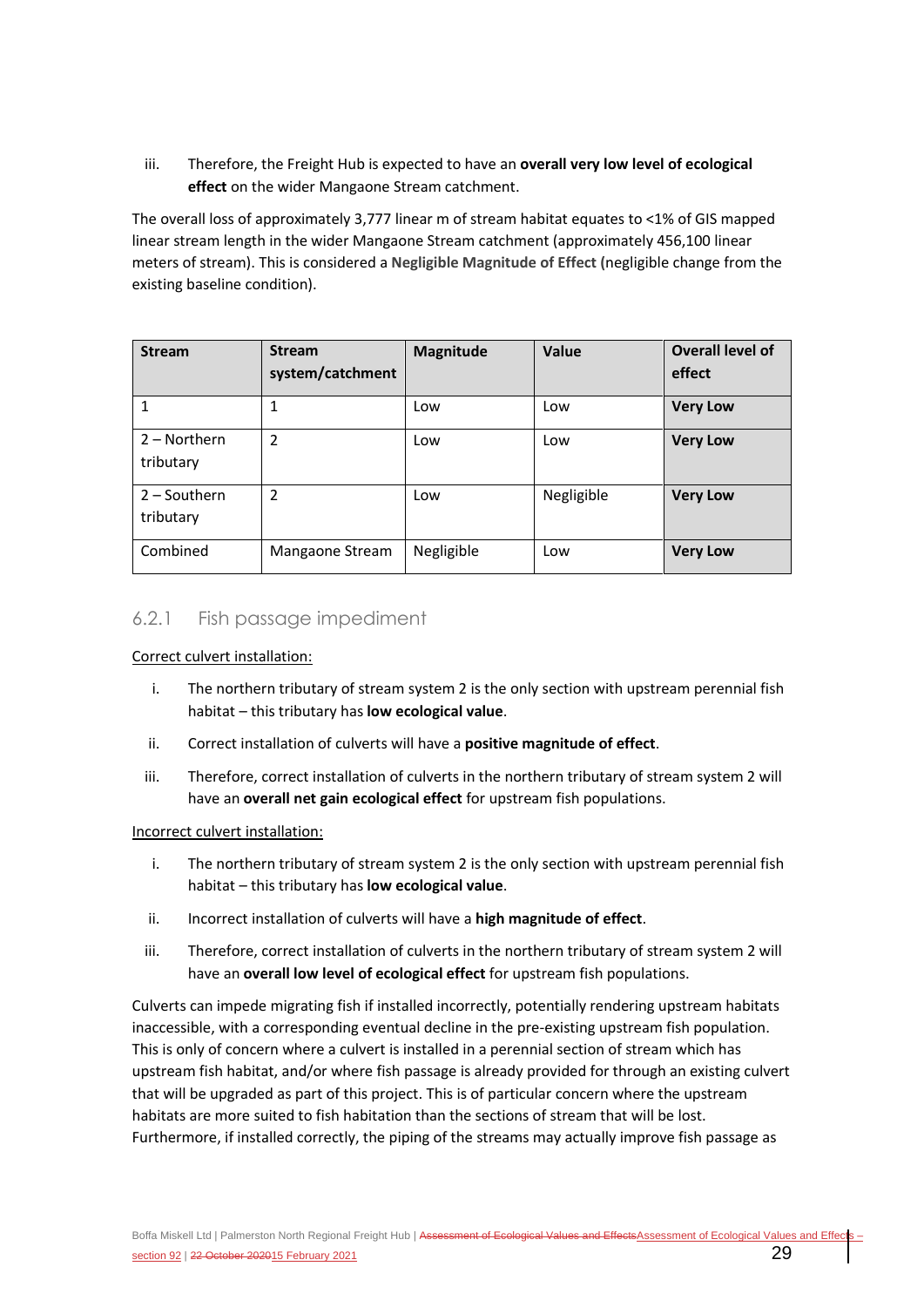iii. Therefore, the Freight Hub is expected to have an **overall very low level of ecological effect** on the wider Mangaone Stream catchment.

The overall loss of approximately 3,777 linear m of stream habitat equates to <1% of GIS mapped linear stream length in the wider Mangaone Stream catchment (approximately 456,100 linear meters of stream). This is considered a **Negligible Magnitude of Effect (**negligible change from the existing baseline condition).

| Stream | Stream system/catchment | Magnitude | Value | Overall level of effect |
|---|---|---|---|---|
| 1 | 1 | Low | Low | **Very Low** |
| 2 – Northern tributary | 2 | Low | Low | **Very Low** |
| 2 – Southern tributary | 2 | Low | Negligible | **Very Low** |
| Combined | Mangaone Stream | Negligible | Low | **Very Low** |

### 6.2.1 Fish passage impediment

Correct culvert installation:

i. The northern tributary of stream system 2 is the only section with upstream perennial fish habitat – this tributary has **low ecological value**.

ii. Correct installation of culverts will have a **positive magnitude of effect**.

iii. Therefore, correct installation of culverts in the northern tributary of stream system 2 will have an **overall net gain ecological effect** for upstream fish populations.

Incorrect culvert installation:

i. The northern tributary of stream system 2 is the only section with upstream perennial fish habitat – this tributary has **low ecological value**.

ii. Incorrect installation of culverts will have a **high magnitude of effect**.

iii. Therefore, correct installation of culverts in the northern tributary of stream system 2 will have an **overall low level of ecological effect** for upstream fish populations.

Culverts can impede migrating fish if installed incorrectly, potentially rendering upstream habitats inaccessible, with a corresponding eventual decline in the pre-existing upstream fish population. This is only of concern where a culvert is installed in a perennial section of stream which has upstream fish habitat, and/or where fish passage is already provided for through an existing culvert that will be upgraded as part of this project. This is of particular concern where the upstream habitats are more suited to fish habitation than the sections of stream that will be lost. Furthermore, if installed correctly, the piping of the streams may actually improve fish passage as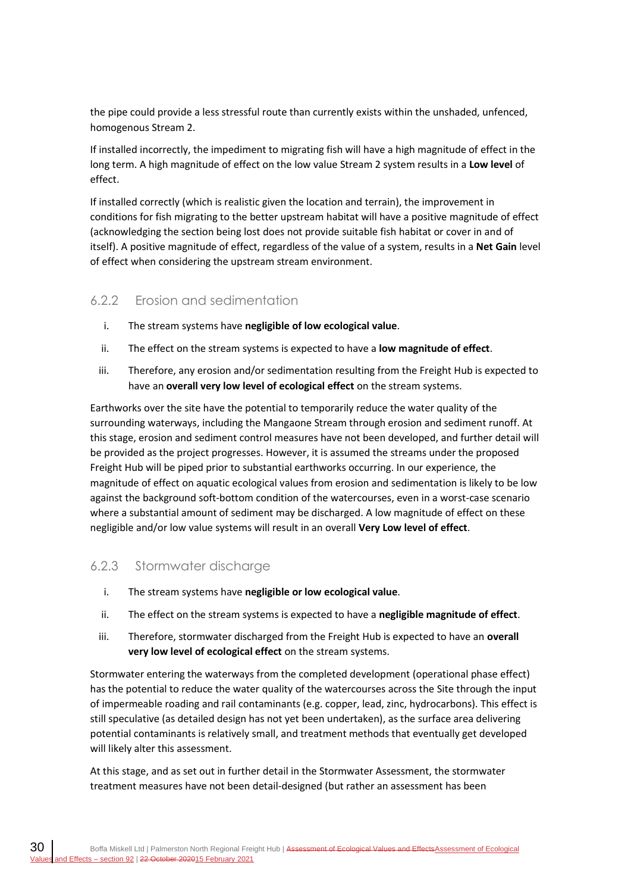the pipe could provide a less stressful route than currently exists within the unshaded, unfenced, homogenous Stream 2.

If installed incorrectly, the impediment to migrating fish will have a high magnitude of effect in the long term. A high magnitude of effect on the low value Stream 2 system results in a **Low level** of effect.

If installed correctly (which is realistic given the location and terrain), the improvement in conditions for fish migrating to the better upstream habitat will have a positive magnitude of effect (acknowledging the section being lost does not provide suitable fish habitat or cover in and of itself). A positive magnitude of effect, regardless of the value of a system, results in a **Net Gain** level of effect when considering the upstream stream environment.

### 6.2.2 Erosion and sedimentation

i. The stream systems have **negligible of low ecological value**.

ii. The effect on the stream systems is expected to have a **low magnitude of effect**.

iii. Therefore, any erosion and/or sedimentation resulting from the Freight Hub is expected to have an **overall very low level of ecological effect** on the stream systems.

Earthworks over the site have the potential to temporarily reduce the water quality of the surrounding waterways, including the Mangaone Stream through erosion and sediment runoff. At this stage, erosion and sediment control measures have not been developed, and further detail will be provided as the project progresses. However, it is assumed the streams under the proposed Freight Hub will be piped prior to substantial earthworks occurring. In our experience, the magnitude of effect on aquatic ecological values from erosion and sedimentation is likely to be low against the background soft-bottom condition of the watercourses, even in a worst-case scenario where a substantial amount of sediment may be discharged. A low magnitude of effect on these negligible and/or low value systems will result in an overall **Very Low level of effect**.

### 6.2.3 Stormwater discharge

i. The stream systems have **negligible or low ecological value**.

ii. The effect on the stream systems is expected to have a **negligible magnitude of effect**.

iii. Therefore, stormwater discharged from the Freight Hub is expected to have an **overall very low level of ecological effect** on the stream systems.

Stormwater entering the waterways from the completed development (operational phase effect) has the potential to reduce the water quality of the watercourses across the Site through the input of impermeable roading and rail contaminants (e.g. copper, lead, zinc, hydrocarbons). This effect is still speculative (as detailed design has not yet been undertaken), as the surface area delivering potential contaminants is relatively small, and treatment methods that eventually get developed will likely alter this assessment.

At this stage, and as set out in further detail in the Stormwater Assessment, the stormwater treatment measures have not been detail-designed (but rather an assessment has been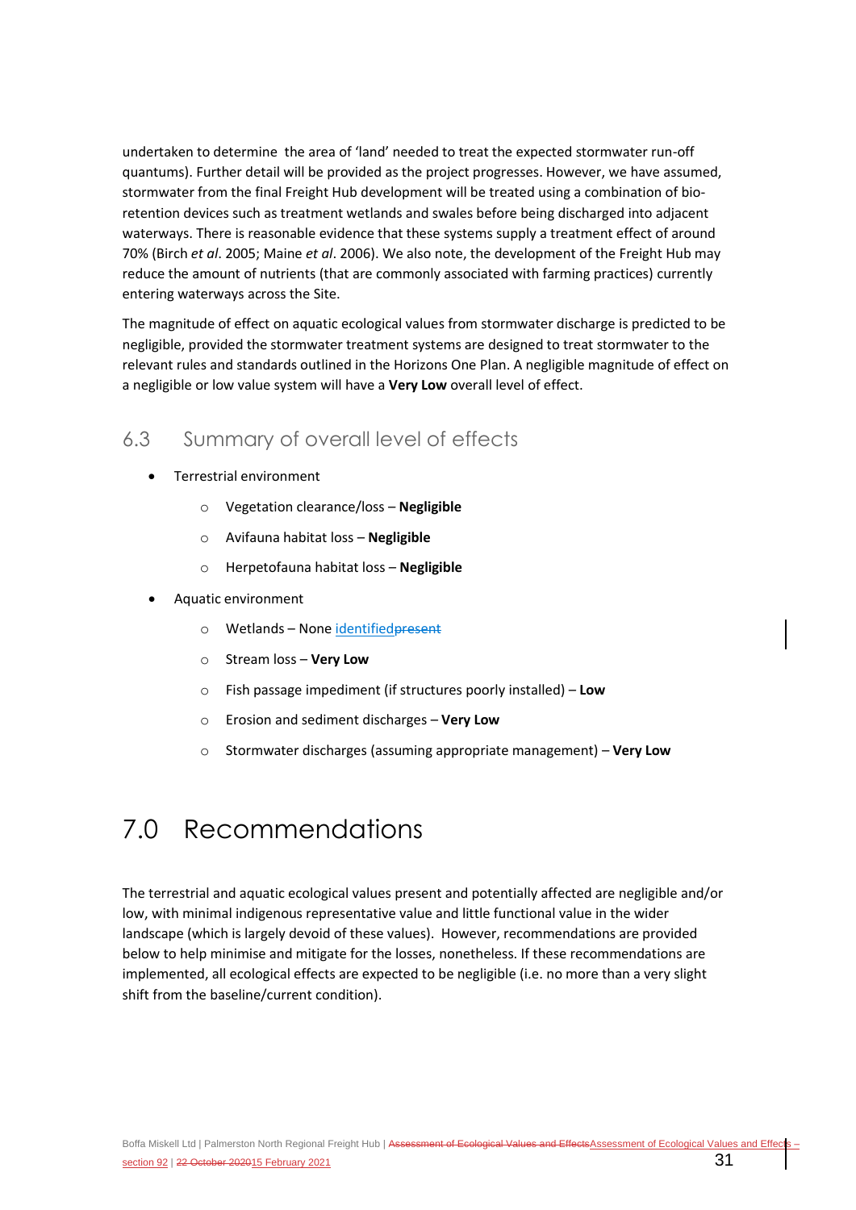undertaken to determine the area of 'land' needed to treat the expected stormwater run-off quantums). Further detail will be provided as the project progresses. However, we have assumed, stormwater from the final Freight Hub development will be treated using a combination of bio-retention devices such as treatment wetlands and swales before being discharged into adjacent waterways. There is reasonable evidence that these systems supply a treatment effect of around 70% (Birch *et al*. 2005; Maine *et al*. 2006). We also note, the development of the Freight Hub may reduce the amount of nutrients (that are commonly associated with farming practices) currently entering waterways across the Site.

The magnitude of effect on aquatic ecological values from stormwater discharge is predicted to be negligible, provided the stormwater treatment systems are designed to treat stormwater to the relevant rules and standards outlined in the Horizons One Plan. A negligible magnitude of effect on a negligible or low value system will have a **Very Low** overall level of effect.

## 6.3 Summary of overall level of effects

- Terrestrial environment
  - Vegetation clearance/loss – **Negligible**
  - Avifauna habitat loss – **Negligible**
  - Herpetofauna habitat loss – **Negligible**
- Aquatic environment
  - Wetlands – None identified~~present~~
  - Stream loss – **Very Low**
  - Fish passage impediment (if structures poorly installed) – **Low**
  - Erosion and sediment discharges – **Very Low**
  - Stormwater discharges (assuming appropriate management) – **Very Low**

# 7.0 Recommendations

The terrestrial and aquatic ecological values present and potentially affected are negligible and/or low, with minimal indigenous representative value and little functional value in the wider landscape (which is largely devoid of these values). However, recommendations are provided below to help minimise and mitigate for the losses, nonetheless. If these recommendations are implemented, all ecological effects are expected to be negligible (i.e. no more than a very slight shift from the baseline/current condition).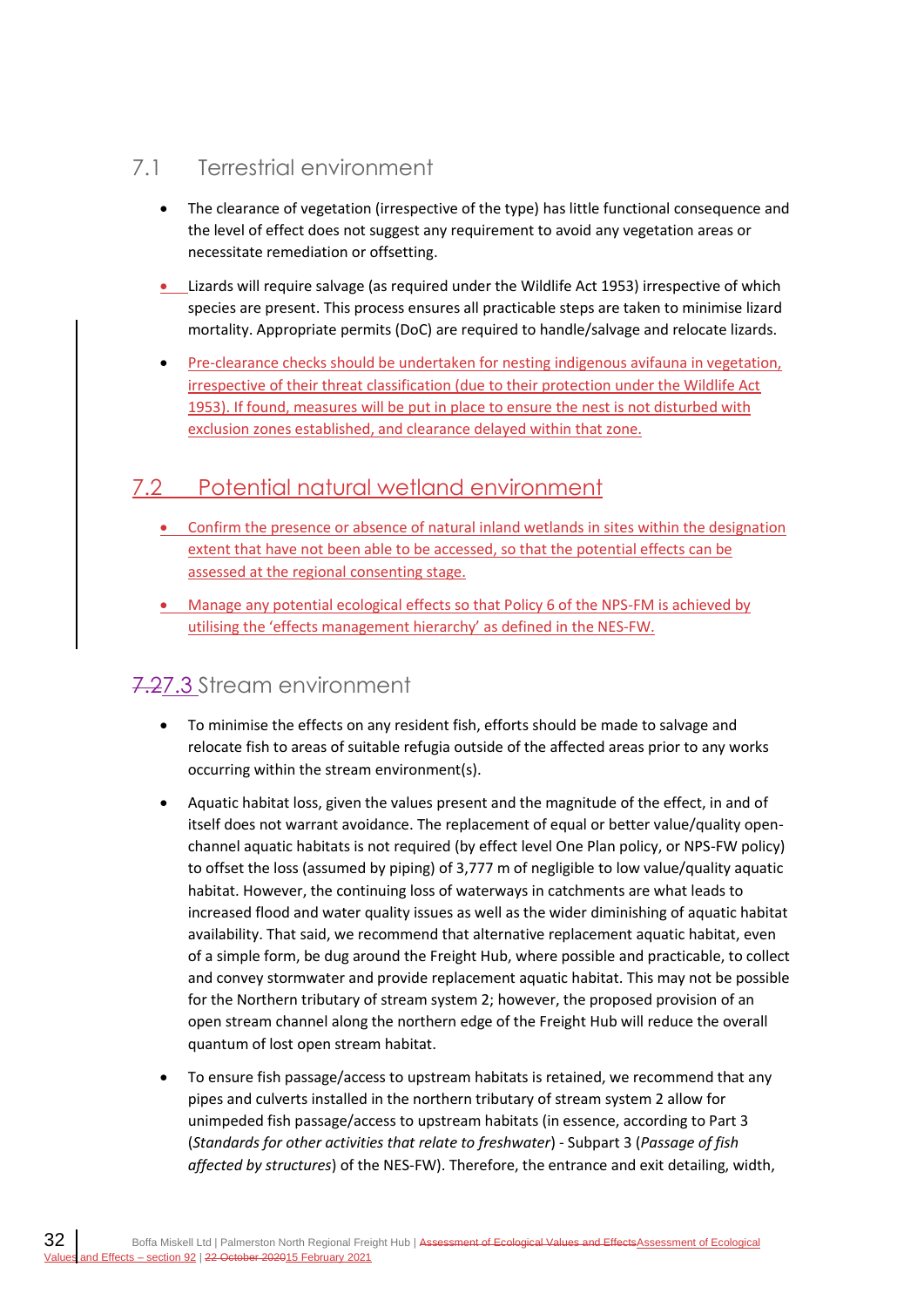## 7.1 Terrestrial environment

- The clearance of vegetation (irrespective of the type) has little functional consequence and the level of effect does not suggest any requirement to avoid any vegetation areas or necessitate remediation or offsetting.
- Lizards will require salvage (as required under the Wildlife Act 1953) irrespective of which species are present. This process ensures all practicable steps are taken to minimise lizard mortality. Appropriate permits (DoC) are required to handle/salvage and relocate lizards.
- Pre-clearance checks should be undertaken for nesting indigenous avifauna in vegetation, irrespective of their threat classification (due to their protection under the Wildlife Act 1953). If found, measures will be put in place to ensure the nest is not disturbed with exclusion zones established, and clearance delayed within that zone.

## 7.2 Potential natural wetland environment

- Confirm the presence or absence of natural inland wetlands in sites within the designation extent that have not been able to be accessed, so that the potential effects can be assessed at the regional consenting stage.
- Manage any potential ecological effects so that Policy 6 of the NPS-FM is achieved by utilising the 'effects management hierarchy' as defined in the NES-FW.

## ~~7.2~~7.3 Stream environment

- To minimise the effects on any resident fish, efforts should be made to salvage and relocate fish to areas of suitable refugia outside of the affected areas prior to any works occurring within the stream environment(s).
- Aquatic habitat loss, given the values present and the magnitude of the effect, in and of itself does not warrant avoidance. The replacement of equal or better value/quality open-channel aquatic habitats is not required (by effect level One Plan policy, or NPS-FW policy) to offset the loss (assumed by piping) of 3,777 m of negligible to low value/quality aquatic habitat. However, the continuing loss of waterways in catchments are what leads to increased flood and water quality issues as well as the wider diminishing of aquatic habitat availability. That said, we recommend that alternative replacement aquatic habitat, even of a simple form, be dug around the Freight Hub, where possible and practicable, to collect and convey stormwater and provide replacement aquatic habitat. This may not be possible for the Northern tributary of stream system 2; however, the proposed provision of an open stream channel along the northern edge of the Freight Hub will reduce the overall quantum of lost open stream habitat.
- To ensure fish passage/access to upstream habitats is retained, we recommend that any pipes and culverts installed in the northern tributary of stream system 2 allow for unimpeded fish passage/access to upstream habitats (in essence, according to Part 3 (*Standards for other activities that relate to freshwater*) - Subpart 3 (*Passage of fish affected by structures*) of the NES-FW). Therefore, the entrance and exit detailing, width,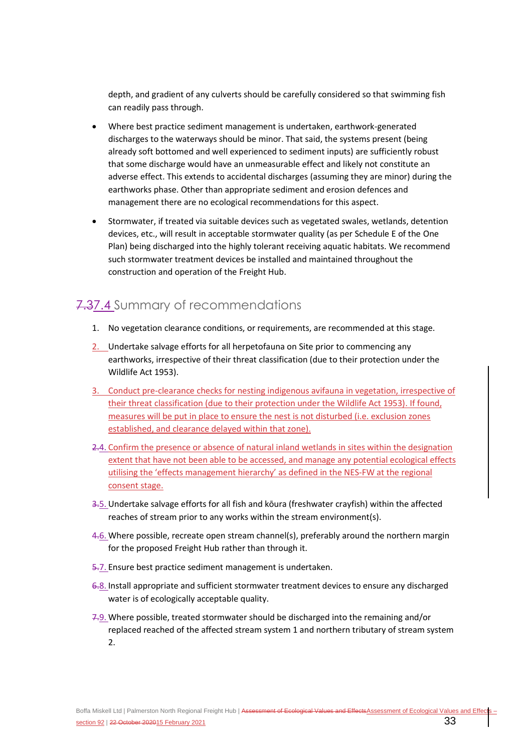depth, and gradient of any culverts should be carefully considered so that swimming fish can readily pass through.

- Where best practice sediment management is undertaken, earthwork-generated discharges to the waterways should be minor. That said, the systems present (being already soft bottomed and well experienced to sediment inputs) are sufficiently robust that some discharge would have an unmeasurable effect and likely not constitute an adverse effect. This extends to accidental discharges (assuming they are minor) during the earthworks phase. Other than appropriate sediment and erosion defences and management there are no ecological recommendations for this aspect.
- Stormwater, if treated via suitable devices such as vegetated swales, wetlands, detention devices, etc., will result in acceptable stormwater quality (as per Schedule E of the One Plan) being discharged into the highly tolerant receiving aquatic habitats. We recommend such stormwater treatment devices be installed and maintained throughout the construction and operation of the Freight Hub.

## ~~7.3~~7.4 Summary of recommendations

1. No vegetation clearance conditions, or requirements, are recommended at this stage.
2. Undertake salvage efforts for all herpetofauna on Site prior to commencing any earthworks, irrespective of their threat classification (due to their protection under the Wildlife Act 1953).
3. Conduct pre-clearance checks for nesting indigenous avifauna in vegetation, irrespective of their threat classification (due to their protection under the Wildlife Act 1953). If found, measures will be put in place to ensure the nest is not disturbed (i.e. exclusion zones established, and clearance delayed within that zone).
4. Confirm the presence or absence of natural inland wetlands in sites within the designation extent that have not been able to be accessed, and manage any potential ecological effects utilising the 'effects management hierarchy' as defined in the NES-FW at the regional consent stage.
5. Undertake salvage efforts for all fish and kōura (freshwater crayfish) within the affected reaches of stream prior to any works within the stream environment(s).
6. Where possible, recreate open stream channel(s), preferably around the northern margin for the proposed Freight Hub rather than through it.
7. Ensure best practice sediment management is undertaken.
8. Install appropriate and sufficient stormwater treatment devices to ensure any discharged water is of ecologically acceptable quality.
9. Where possible, treated stormwater should be discharged into the remaining and/or replaced reached of the affected stream system 1 and northern tributary of stream system 2.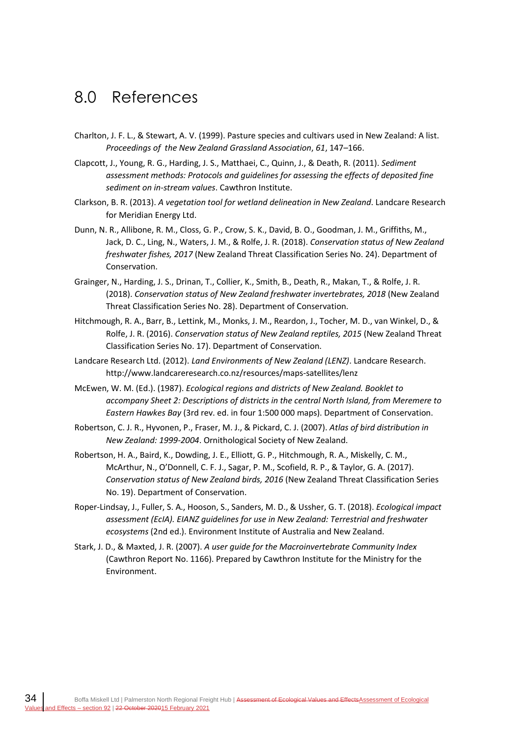# 8.0 References

Charlton, J. F. L., & Stewart, A. V. (1999). Pasture species and cultivars used in New Zealand: A list. *Proceedings of the New Zealand Grassland Association*, *61*, 147–166.

Clapcott, J., Young, R. G., Harding, J. S., Matthaei, C., Quinn, J., & Death, R. (2011). *Sediment assessment methods: Protocols and guidelines for assessing the effects of deposited fine sediment on in-stream values*. Cawthron Institute.

Clarkson, B. R. (2013). *A vegetation tool for wetland delineation in New Zealand*. Landcare Research for Meridian Energy Ltd.

Dunn, N. R., Allibone, R. M., Closs, G. P., Crow, S. K., David, B. O., Goodman, J. M., Griffiths, M., Jack, D. C., Ling, N., Waters, J. M., & Rolfe, J. R. (2018). *Conservation status of New Zealand freshwater fishes, 2017* (New Zealand Threat Classification Series No. 24). Department of Conservation.

Grainger, N., Harding, J. S., Drinan, T., Collier, K., Smith, B., Death, R., Makan, T., & Rolfe, J. R. (2018). *Conservation status of New Zealand freshwater invertebrates, 2018* (New Zealand Threat Classification Series No. 28). Department of Conservation.

Hitchmough, R. A., Barr, B., Lettink, M., Monks, J. M., Reardon, J., Tocher, M. D., van Winkel, D., & Rolfe, J. R. (2016). *Conservation status of New Zealand reptiles, 2015* (New Zealand Threat Classification Series No. 17). Department of Conservation.

Landcare Research Ltd. (2012). *Land Environments of New Zealand (LENZ)*. Landcare Research. http://www.landcareresearch.co.nz/resources/maps-satellites/lenz

McEwen, W. M. (Ed.). (1987). *Ecological regions and districts of New Zealand. Booklet to accompany Sheet 2: Descriptions of districts in the central North Island, from Meremere to Eastern Hawkes Bay* (3rd rev. ed. in four 1:500 000 maps). Department of Conservation.

Robertson, C. J. R., Hyvonen, P., Fraser, M. J., & Pickard, C. J. (2007). *Atlas of bird distribution in New Zealand: 1999-2004*. Ornithological Society of New Zealand.

Robertson, H. A., Baird, K., Dowding, J. E., Elliott, G. P., Hitchmough, R. A., Miskelly, C. M., McArthur, N., O'Donnell, C. F. J., Sagar, P. M., Scofield, R. P., & Taylor, G. A. (2017). *Conservation status of New Zealand birds, 2016* (New Zealand Threat Classification Series No. 19). Department of Conservation.

Roper-Lindsay, J., Fuller, S. A., Hooson, S., Sanders, M. D., & Ussher, G. T. (2018). *Ecological impact assessment (EcIA). EIANZ guidelines for use in New Zealand: Terrestrial and freshwater ecosystems* (2nd ed.). Environment Institute of Australia and New Zealand.

Stark, J. D., & Maxted, J. R. (2007). *A user guide for the Macroinvertebrate Community Index* (Cawthron Report No. 1166). Prepared by Cawthron Institute for the Ministry for the Environment.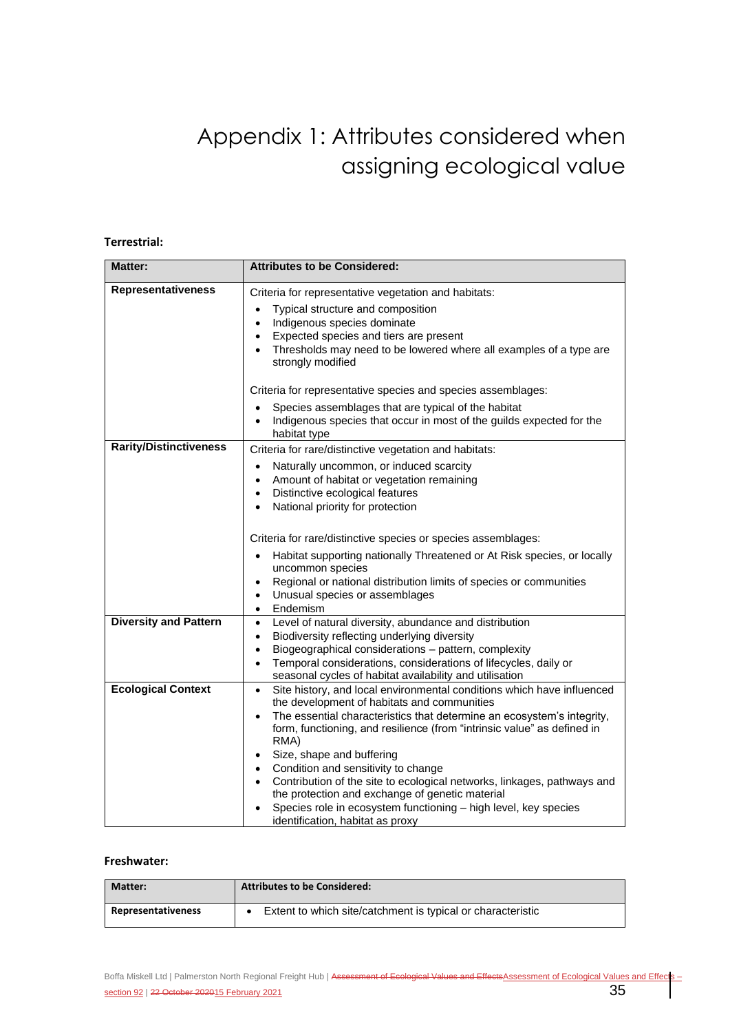# Appendix 1: Attributes considered when assigning ecological value

**Terrestrial:**

| Matter: | Attributes to be Considered: |
| --- | --- |
| **Representativeness** | Criteria for representative vegetation and habitats:<br>• Typical structure and composition<br>• Indigenous species dominate<br>• Expected species and tiers are present<br>• Thresholds may need to be lowered where all examples of a type are strongly modified<br><br>Criteria for representative species and species assemblages:<br>• Species assemblages that are typical of the habitat<br>• Indigenous species that occur in most of the guilds expected for the habitat type |
| **Rarity/Distinctiveness** | Criteria for rare/distinctive vegetation and habitats:<br>• Naturally uncommon, or induced scarcity<br>• Amount of habitat or vegetation remaining<br>• Distinctive ecological features<br>• National priority for protection<br><br>Criteria for rare/distinctive species or species assemblages:<br>• Habitat supporting nationally Threatened or At Risk species, or locally uncommon species<br>• Regional or national distribution limits of species or communities<br>• Unusual species or assemblages<br>• Endemism |
| **Diversity and Pattern** | • Level of natural diversity, abundance and distribution<br>• Biodiversity reflecting underlying diversity<br>• Biogeographical considerations – pattern, complexity<br>• Temporal considerations, considerations of lifecycles, daily or seasonal cycles of habitat availability and utilisation |
| **Ecological Context** | • Site history, and local environmental conditions which have influenced the development of habitats and communities<br>• The essential characteristics that determine an ecosystem's integrity, form, functioning, and resilience (from "intrinsic value" as defined in RMA)<br>• Size, shape and buffering<br>• Condition and sensitivity to change<br>• Contribution of the site to ecological networks, linkages, pathways and the protection and exchange of genetic material<br>• Species role in ecosystem functioning – high level, key species identification, habitat as proxy |

**Freshwater:**

| Matter: | Attributes to be Considered: |
| --- | --- |
| **Representativeness** | • Extent to which site/catchment is typical or characteristic |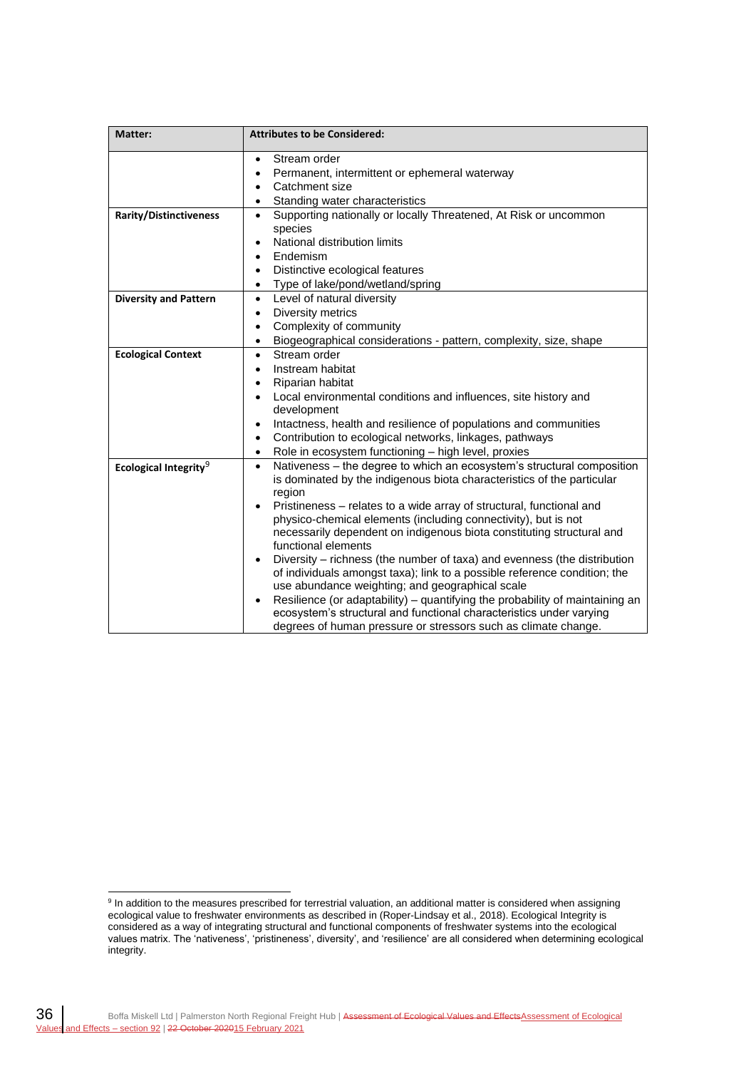| Matter: | Attributes to be Considered: |
| --- | --- |
| | • Stream order<br>• Permanent, intermittent or ephemeral waterway<br>• Catchment size<br>• Standing water characteristics |
| **Rarity/Distinctiveness** | • Supporting nationally or locally Threatened, At Risk or uncommon species<br>• National distribution limits<br>• Endemism<br>• Distinctive ecological features<br>• Type of lake/pond/wetland/spring |
| **Diversity and Pattern** | • Level of natural diversity<br>• Diversity metrics<br>• Complexity of community<br>• Biogeographical considerations - pattern, complexity, size, shape |
| **Ecological Context** | • Stream order<br>• Instream habitat<br>• Riparian habitat<br>• Local environmental conditions and influences, site history and development<br>• Intactness, health and resilience of populations and communities<br>• Contribution to ecological networks, linkages, pathways<br>• Role in ecosystem functioning – high level, proxies |
| **Ecological Integrity**[9] | • Nativeness – the degree to which an ecosystem's structural composition is dominated by the indigenous biota characteristics of the particular region<br>• Pristineness – relates to a wide array of structural, functional and physico-chemical elements (including connectivity), but is not necessarily dependent on indigenous biota constituting structural and functional elements<br>• Diversity – richness (the number of taxa) and evenness (the distribution of individuals amongst taxa); link to a possible reference condition; the use abundance weighting; and geographical scale<br>• Resilience (or adaptability) – quantifying the probability of maintaining an ecosystem's structural and functional characteristics under varying degrees of human pressure or stressors such as climate change. |

[9] In addition to the measures prescribed for terrestrial valuation, an additional matter is considered when assigning ecological value to freshwater environments as described in (Roper-Lindsay et al., 2018). Ecological Integrity is considered as a way of integrating structural and functional components of freshwater systems into the ecological values matrix. The 'nativeness', 'pristineness', diversity', and 'resilience' are all considered when determining ecological integrity.